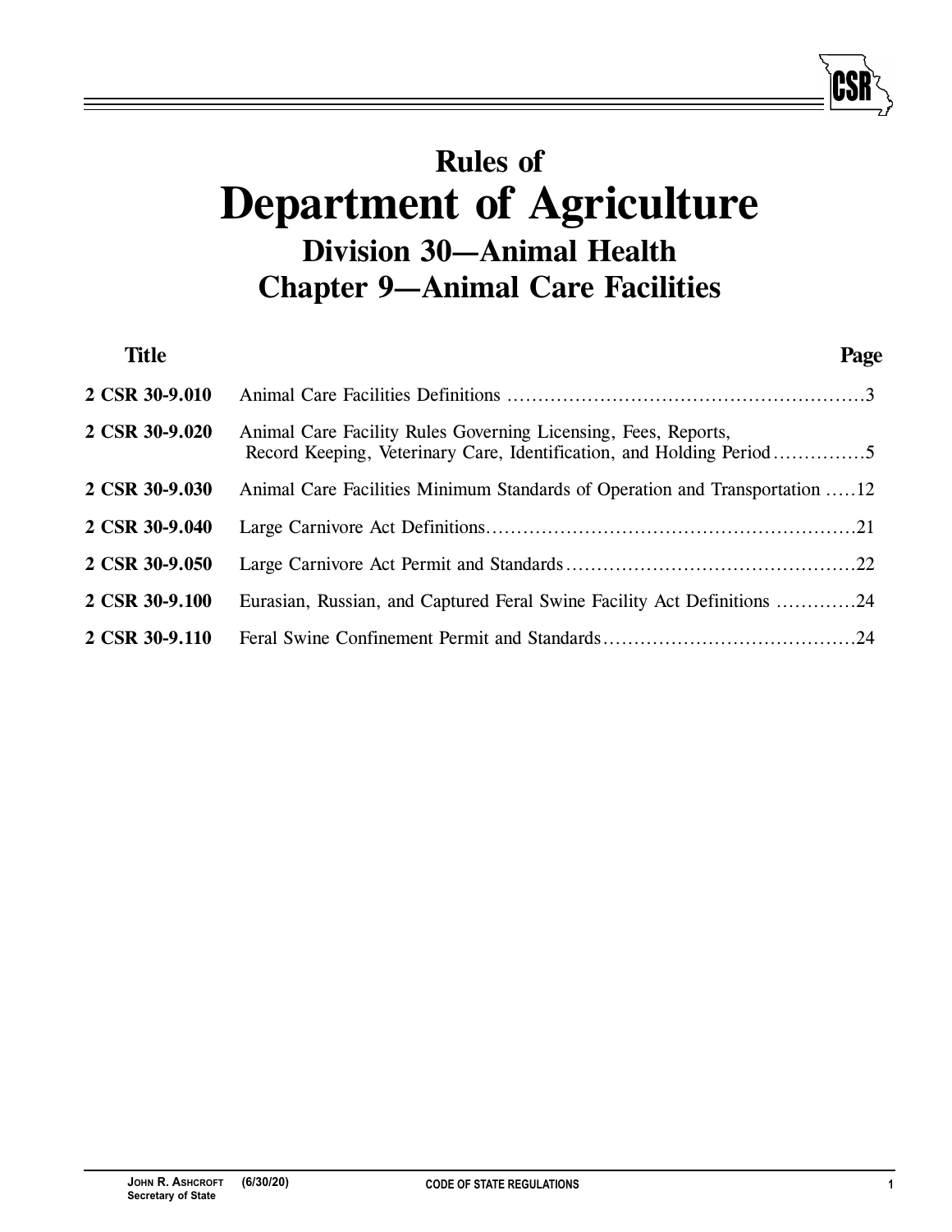# Rules of
# Department of Agriculture
## Division 30—Animal Health
## Chapter 9—Animal Care Facilities

| Title | | Page |
|---|---|---|
| 2 CSR 30-9.010 | Animal Care Facilities Definitions | 3 |
| 2 CSR 30-9.020 | Animal Care Facility Rules Governing Licensing, Fees, Reports, Record Keeping, Veterinary Care, Identification, and Holding Period | 5 |
| 2 CSR 30-9.030 | Animal Care Facilities Minimum Standards of Operation and Transportation | 12 |
| 2 CSR 30-9.040 | Large Carnivore Act Definitions | 21 |
| 2 CSR 30-9.050 | Large Carnivore Act Permit and Standards | 22 |
| 2 CSR 30-9.100 | Eurasian, Russian, and Captured Feral Swine Facility Act Definitions | 24 |
| 2 CSR 30-9.110 | Feral Swine Confinement Permit and Standards | 24 |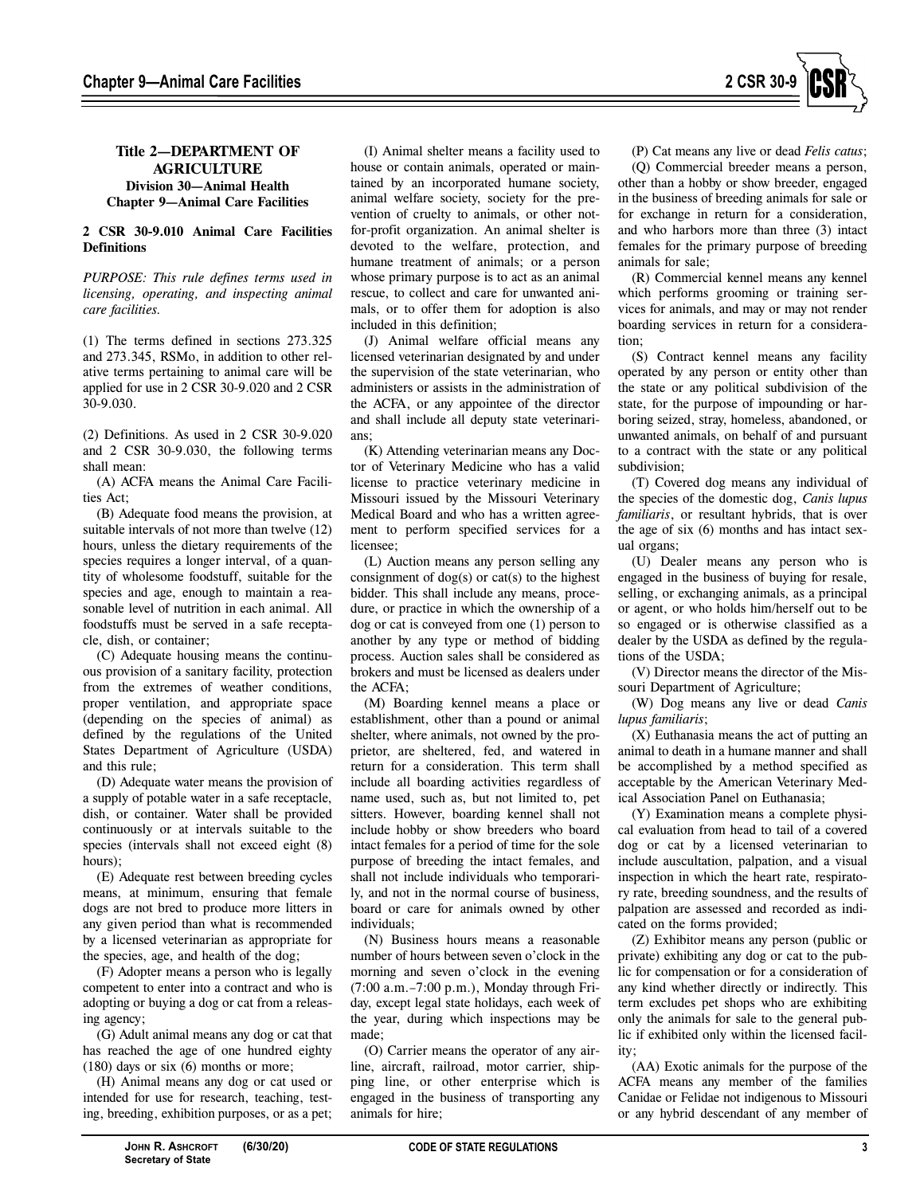## Title 2—DEPARTMENT OF AGRICULTURE
### Division 30—Animal Health
### Chapter 9—Animal Care Facilities

**2 CSR 30-9.010 Animal Care Facilities Definitions**

*PURPOSE: This rule defines terms used in licensing, operating, and inspecting animal care facilities.*

(1) The terms defined in sections 273.325 and 273.345, RSMo, in addition to other relative terms pertaining to animal care will be applied for use in 2 CSR 30-9.020 and 2 CSR 30-9.030.

(2) Definitions. As used in 2 CSR 30-9.020 and 2 CSR 30-9.030, the following terms shall mean:

(A) ACFA means the Animal Care Facilities Act;

(B) Adequate food means the provision, at suitable intervals of not more than twelve (12) hours, unless the dietary requirements of the species requires a longer interval, of a quantity of wholesome foodstuff, suitable for the species and age, enough to maintain a reasonable level of nutrition in each animal. All foodstuffs must be served in a safe receptacle, dish, or container;

(C) Adequate housing means the continuous provision of a sanitary facility, protection from the extremes of weather conditions, proper ventilation, and appropriate space (depending on the species of animal) as defined by the regulations of the United States Department of Agriculture (USDA) and this rule;

(D) Adequate water means the provision of a supply of potable water in a safe receptacle, dish, or container. Water shall be provided continuously or at intervals suitable to the species (intervals shall not exceed eight (8) hours);

(E) Adequate rest between breeding cycles means, at minimum, ensuring that female dogs are not bred to produce more litters in any given period than what is recommended by a licensed veterinarian as appropriate for the species, age, and health of the dog;

(F) Adopter means a person who is legally competent to enter into a contract and who is adopting or buying a dog or cat from a releasing agency;

(G) Adult animal means any dog or cat that has reached the age of one hundred eighty (180) days or six (6) months or more;

(H) Animal means any dog or cat used or intended for use for research, teaching, testing, breeding, exhibition purposes, or as a pet;

(I) Animal shelter means a facility used to house or contain animals, operated or maintained by an incorporated humane society, animal welfare society, society for the prevention of cruelty to animals, or other not-for-profit organization. An animal shelter is devoted to the welfare, protection, and humane treatment of animals; or a person whose primary purpose is to act as an animal rescue, to collect and care for unwanted animals, or to offer them for adoption is also included in this definition;

(J) Animal welfare official means any licensed veterinarian designated by and under the supervision of the state veterinarian, who administers or assists in the administration of the ACFA, or any appointee of the director and shall include all deputy state veterinarians;

(K) Attending veterinarian means any Doctor of Veterinary Medicine who has a valid license to practice veterinary medicine in Missouri issued by the Missouri Veterinary Medical Board and who has a written agreement to perform specified services for a licensee;

(L) Auction means any person selling any consignment of dog(s) or cat(s) to the highest bidder. This shall include any means, procedure, or practice in which the ownership of a dog or cat is conveyed from one (1) person to another by any type or method of bidding process. Auction sales shall be considered as brokers and must be licensed as dealers under the ACFA;

(M) Boarding kennel means a place or establishment, other than a pound or animal shelter, where animals, not owned by the proprietor, are sheltered, fed, and watered in return for a consideration. This term shall include all boarding activities regardless of name used, such as, but not limited to, pet sitters. However, boarding kennel shall not include hobby or show breeders who board intact females for a period of time for the sole purpose of breeding the intact females, and shall not include individuals who temporarily, and not in the normal course of business, board or care for animals owned by other individuals;

(N) Business hours means a reasonable number of hours between seven o'clock in the morning and seven o'clock in the evening (7:00 a.m.–7:00 p.m.), Monday through Friday, except legal state holidays, each week of the year, during which inspections may be made;

(O) Carrier means the operator of any airline, aircraft, railroad, motor carrier, shipping line, or other enterprise which is engaged in the business of transporting any animals for hire;

(P) Cat means any live or dead *Felis catus*;

(Q) Commercial breeder means a person, other than a hobby or show breeder, engaged in the business of breeding animals for sale or for exchange in return for a consideration, and who harbors more than three (3) intact females for the primary purpose of breeding animals for sale;

(R) Commercial kennel means any kennel which performs grooming or training services for animals, and may or may not render boarding services in return for a consideration;

(S) Contract kennel means any facility operated by any person or entity other than the state or any political subdivision of the state, for the purpose of impounding or harboring seized, stray, homeless, abandoned, or unwanted animals, on behalf of and pursuant to a contract with the state or any political subdivision;

(T) Covered dog means any individual of the species of the domestic dog, *Canis lupus familiaris*, or resultant hybrids, that is over the age of six (6) months and has intact sexual organs;

(U) Dealer means any person who is engaged in the business of buying for resale, selling, or exchanging animals, as a principal or agent, or who holds him/herself out to be so engaged or is otherwise classified as a dealer by the USDA as defined by the regulations of the USDA;

(V) Director means the director of the Missouri Department of Agriculture;

(W) Dog means any live or dead *Canis lupus familiaris*;

(X) Euthanasia means the act of putting an animal to death in a humane manner and shall be accomplished by a method specified as acceptable by the American Veterinary Medical Association Panel on Euthanasia;

(Y) Examination means a complete physical evaluation from head to tail of a covered dog or cat by a licensed veterinarian to include auscultation, palpation, and a visual inspection in which the heart rate, respiratory rate, breeding soundness, and the results of palpation are assessed and recorded as indicated on the forms provided;

(Z) Exhibitor means any person (public or private) exhibiting any dog or cat to the public for compensation or for a consideration of any kind whether directly or indirectly. This term excludes pet shops who are exhibiting only the animals for sale to the general public if exhibited only within the licensed facility;

(AA) Exotic animals for the purpose of the ACFA means any member of the families Canidae or Felidae not indigenous to Missouri or any hybrid descendant of any member of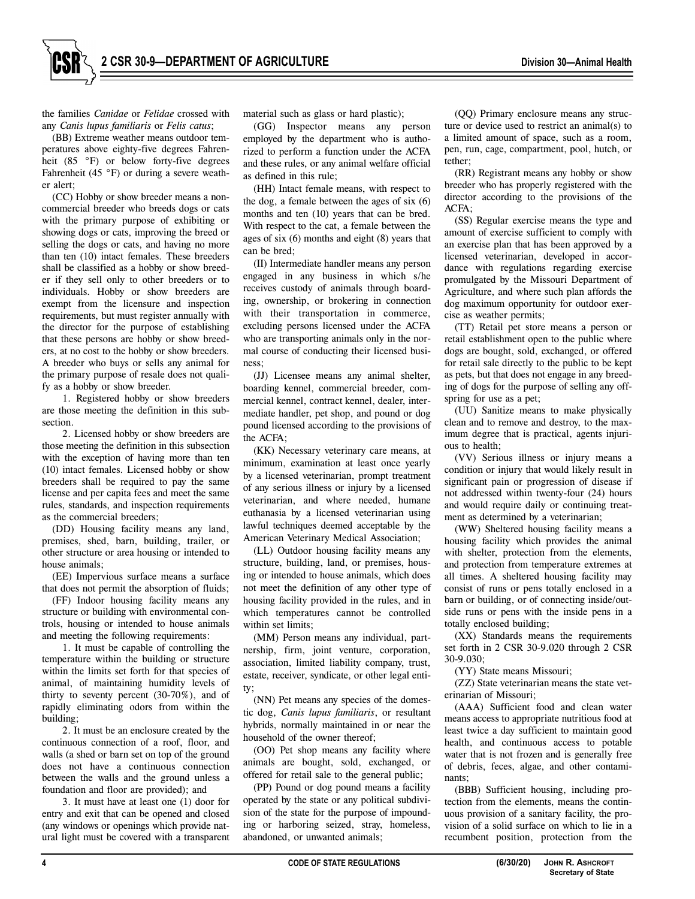the families *Canidae* or *Felidae* crossed with any *Canis lupus familiaris* or *Felis catus*;

(BB) Extreme weather means outdoor temperatures above eighty-five degrees Fahrenheit (85 °F) or below forty-five degrees Fahrenheit (45 °F) or during a severe weather alert;

(CC) Hobby or show breeder means a noncommercial breeder who breeds dogs or cats with the primary purpose of exhibiting or showing dogs or cats, improving the breed or selling the dogs or cats, and having no more than ten (10) intact females. These breeders shall be classified as a hobby or show breeder if they sell only to other breeders or to individuals. Hobby or show breeders are exempt from the licensure and inspection requirements, but must register annually with the director for the purpose of establishing that these persons are hobby or show breeders, at no cost to the hobby or show breeders. A breeder who buys or sells any animal for the primary purpose of resale does not qualify as a hobby or show breeder.

1. Registered hobby or show breeders are those meeting the definition in this subsection.

2. Licensed hobby or show breeders are those meeting the definition in this subsection with the exception of having more than ten (10) intact females. Licensed hobby or show breeders shall be required to pay the same license and per capita fees and meet the same rules, standards, and inspection requirements as the commercial breeders;

(DD) Housing facility means any land, premises, shed, barn, building, trailer, or other structure or area housing or intended to house animals;

(EE) Impervious surface means a surface that does not permit the absorption of fluids;

(FF) Indoor housing facility means any structure or building with environmental controls, housing or intended to house animals and meeting the following requirements:

1. It must be capable of controlling the temperature within the building or structure within the limits set forth for that species of animal, of maintaining humidity levels of thirty to seventy percent (30-70%), and of rapidly eliminating odors from within the building;

2. It must be an enclosure created by the continuous connection of a roof, floor, and walls (a shed or barn set on top of the ground does not have a continuous connection between the walls and the ground unless a foundation and floor are provided); and

3. It must have at least one (1) door for entry and exit that can be opened and closed (any windows or openings which provide natural light must be covered with a transparent material such as glass or hard plastic);

(GG) Inspector means any person employed by the department who is authorized to perform a function under the ACFA and these rules, or any animal welfare official as defined in this rule;

(HH) Intact female means, with respect to the dog, a female between the ages of six (6) months and ten (10) years that can be bred. With respect to the cat, a female between the ages of six (6) months and eight (8) years that can be bred;

(II) Intermediate handler means any person engaged in any business in which s/he receives custody of animals through boarding, ownership, or brokering in connection with their transportation in commerce, excluding persons licensed under the ACFA who are transporting animals only in the normal course of conducting their licensed business;

(JJ) Licensee means any animal shelter, boarding kennel, commercial breeder, commercial kennel, contract kennel, dealer, intermediate handler, pet shop, and pound or dog pound licensed according to the provisions of the ACFA;

(KK) Necessary veterinary care means, at minimum, examination at least once yearly by a licensed veterinarian, prompt treatment of any serious illness or injury by a licensed veterinarian, and where needed, humane euthanasia by a licensed veterinarian using lawful techniques deemed acceptable by the American Veterinary Medical Association;

(LL) Outdoor housing facility means any structure, building, land, or premises, housing or intended to house animals, which does not meet the definition of any other type of housing facility provided in the rules, and in which temperatures cannot be controlled within set limits;

(MM) Person means any individual, partnership, firm, joint venture, corporation, association, limited liability company, trust, estate, receiver, syndicate, or other legal entity;

(NN) Pet means any species of the domestic dog, *Canis lupus familiaris*, or resultant hybrids, normally maintained in or near the household of the owner thereof;

(OO) Pet shop means any facility where animals are bought, sold, exchanged, or offered for retail sale to the general public;

(PP) Pound or dog pound means a facility operated by the state or any political subdivision of the state for the purpose of impounding or harboring seized, stray, homeless, abandoned, or unwanted animals;

(QQ) Primary enclosure means any structure or device used to restrict an animal(s) to a limited amount of space, such as a room, pen, run, cage, compartment, pool, hutch, or tether;

(RR) Registrant means any hobby or show breeder who has properly registered with the director according to the provisions of the ACFA;

(SS) Regular exercise means the type and amount of exercise sufficient to comply with an exercise plan that has been approved by a licensed veterinarian, developed in accordance with regulations regarding exercise promulgated by the Missouri Department of Agriculture, and where such plan affords the dog maximum opportunity for outdoor exercise as weather permits;

(TT) Retail pet store means a person or retail establishment open to the public where dogs are bought, sold, exchanged, or offered for retail sale directly to the public to be kept as pets, but that does not engage in any breeding of dogs for the purpose of selling any offspring for use as a pet;

(UU) Sanitize means to make physically clean and to remove and destroy, to the maximum degree that is practical, agents injurious to health;

(VV) Serious illness or injury means a condition or injury that would likely result in significant pain or progression of disease if not addressed within twenty-four (24) hours and would require daily or continuing treatment as determined by a veterinarian;

(WW) Sheltered housing facility means a housing facility which provides the animal with shelter, protection from the elements, and protection from temperature extremes at all times. A sheltered housing facility may consist of runs or pens totally enclosed in a barn or building, or of connecting inside/outside runs or pens with the inside pens in a totally enclosed building;

(XX) Standards means the requirements set forth in 2 CSR 30-9.020 through 2 CSR 30-9.030;

(YY) State means Missouri;

(ZZ) State veterinarian means the state veterinarian of Missouri;

(AAA) Sufficient food and clean water means access to appropriate nutritious food at least twice a day sufficient to maintain good health, and continuous access to potable water that is not frozen and is generally free of debris, feces, algae, and other contaminants;

(BBB) Sufficient housing, including protection from the elements, means the continuous provision of a sanitary facility, the provision of a solid surface on which to lie in a recumbent position, protection from the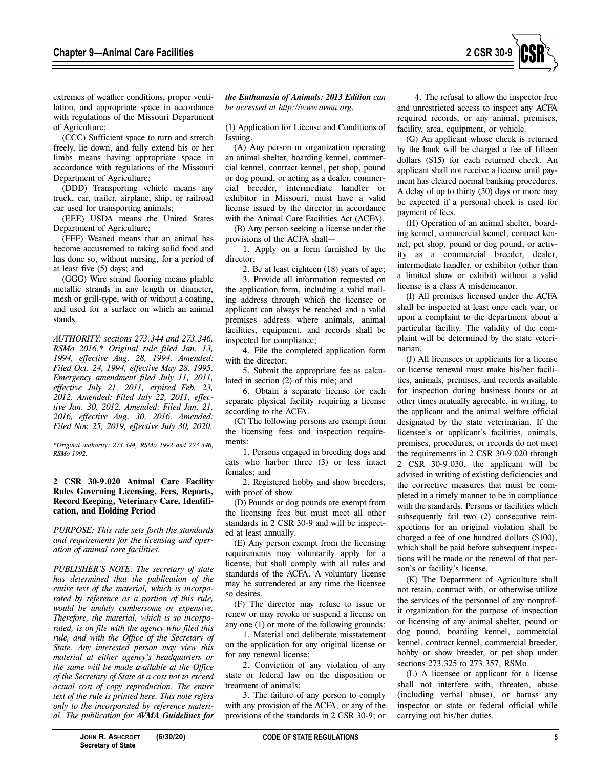extremes of weather conditions, proper ventilation, and appropriate space in accordance with regulations of the Missouri Department of Agriculture;

(CCC) Sufficient space to turn and stretch freely, lie down, and fully extend his or her limbs means having appropriate space in accordance with regulations of the Missouri Department of Agriculture;

(DDD) Transporting vehicle means any truck, car, trailer, airplane, ship, or railroad car used for transporting animals;

(EEE) USDA means the United States Department of Agriculture;

(FFF) Weaned means that an animal has become accustomed to taking solid food and has done so, without nursing, for a period of at least five (5) days; and

(GGG) Wire strand flooring means pliable metallic strands in any length or diameter, mesh or grill-type, with or without a coating, and used for a surface on which an animal stands.

*AUTHORITY: sections 273.344 and 273.346, RSMo 2016.\* Original rule filed Jan. 13, 1994, effective Aug. 28, 1994. Amended: Filed Oct. 24, 1994, effective May 28, 1995. Emergency amendment filed July 11, 2011, effective July 21, 2011, expired Feb. 23, 2012. Amended: Filed July 22, 2011, effective Jan. 30, 2012. Amended: Filed Jan. 21, 2016, effective Aug. 30, 2016. Amended: Filed Nov. 25, 2019, effective July 30, 2020.*

*\*Original authority: 273.344, RSMo 1992 and 273.346, RSMo 1992.*

### 2 CSR 30-9.020 Animal Care Facility Rules Governing Licensing, Fees, Reports, Record Keeping, Veterinary Care, Identification, and Holding Period

*PURPOSE: This rule sets forth the standards and requirements for the licensing and operation of animal care facilities.*

*PUBLISHER'S NOTE: The secretary of state has determined that the publication of the entire text of the material, which is incorporated by reference as a portion of this rule, would be unduly cumbersome or expensive. Therefore, the material, which is so incorporated, is on file with the agency who filed this rule, and with the Office of the Secretary of State. Any interested person may view this material at either agency's headquarters or the same will be made available at the Office of the Secretary of State at a cost not to exceed actual cost of copy reproduction. The entire text of the rule is printed here. This note refers only to the incorporated by reference material. The publication for **AVMA Guidelines for the Euthanasia of Animals: 2013 Edition** can be accessed at http://www.avma.org.*

(1) Application for License and Conditions of Issuing.

(A) Any person or organization operating an animal shelter, boarding kennel, commercial kennel, contract kennel, pet shop, pound or dog pound, or acting as a dealer, commercial breeder, intermediate handler or exhibitor in Missouri, must have a valid license issued by the director in accordance with the Animal Care Facilities Act (ACFA).

(B) Any person seeking a license under the provisions of the ACFA shall—

1. Apply on a form furnished by the director;
2. Be at least eighteen (18) years of age;
3. Provide all information requested on the application form, including a valid mailing address through which the licensee or applicant can always be reached and a valid premises address where animals, animal facilities, equipment, and records shall be inspected for compliance;
4. File the completed application form with the director;
5. Submit the appropriate fee as calculated in section (2) of this rule; and
6. Obtain a separate license for each separate physical facility requiring a license according to the ACFA.

(C) The following persons are exempt from the licensing fees and inspection requirements:

1. Persons engaged in breeding dogs and cats who harbor three (3) or less intact females; and
2. Registered hobby and show breeders, with proof of show.

(D) Pounds or dog pounds are exempt from the licensing fees but must meet all other standards in 2 CSR 30-9 and will be inspected at least annually.

(E) Any person exempt from the licensing requirements may voluntarily apply for a license, but shall comply with all rules and standards of the ACFA. A voluntary license may be surrendered at any time the licensee so desires.

(F) The director may refuse to issue or renew or may revoke or suspend a license on any one (1) or more of the following grounds:

1. Material and deliberate misstatement on the application for any original license or for any renewal license;
2. Conviction of any violation of any state or federal law on the disposition or treatment of animals;
3. The failure of any person to comply with any provision of the ACFA, or any of the provisions of the standards in 2 CSR 30-9; or
4. The refusal to allow the inspector free and unrestricted access to inspect any ACFA required records, or any animal, premises, facility, area, equipment, or vehicle.

(G) An applicant whose check is returned by the bank will be charged a fee of fifteen dollars ($15) for each returned check. An applicant shall not receive a license until payment has cleared normal banking procedures. A delay of up to thirty (30) days or more may be expected if a personal check is used for payment of fees.

(H) Operation of an animal shelter, boarding kennel, commercial kennel, contract kennel, pet shop, pound or dog pound, or activity as a commercial breeder, dealer, intermediate handler, or exhibitor (other than a limited show or exhibit) without a valid license is a class A misdemeanor.

(I) All premises licensed under the ACFA shall be inspected at least once each year, or upon a complaint to the department about a particular facility. The validity of the complaint will be determined by the state veterinarian.

(J) All licensees or applicants for a license or license renewal must make his/her facilities, animals, premises, and records available for inspection during business hours or at other times mutually agreeable, in writing, to the applicant and the animal welfare official designated by the state veterinarian. If the licensee's or applicant's facilities, animals, premises, procedures, or records do not meet the requirements in 2 CSR 30-9.020 through 2 CSR 30-9.030, the applicant will be advised in writing of existing deficiencies and the corrective measures that must be completed in a timely manner to be in compliance with the standards. Persons or facilities which subsequently fail two (2) consecutive reinspections for an original violation shall be charged a fee of one hundred dollars ($100), which shall be paid before subsequent inspections will be made or the renewal of that person's or facility's license.

(K) The Department of Agriculture shall not retain, contract with, or otherwise utilize the services of the personnel of any nonprofit organization for the purpose of inspection or licensing of any animal shelter, pound or dog pound, boarding kennel, commercial kennel, contract kennel, commercial breeder, hobby or show breeder, or pet shop under sections 273.325 to 273.357, RSMo.

(L) A licensee or applicant for a license shall not interfere with, threaten, abuse (including verbal abuse), or harass any inspector or state or federal official while carrying out his/her duties.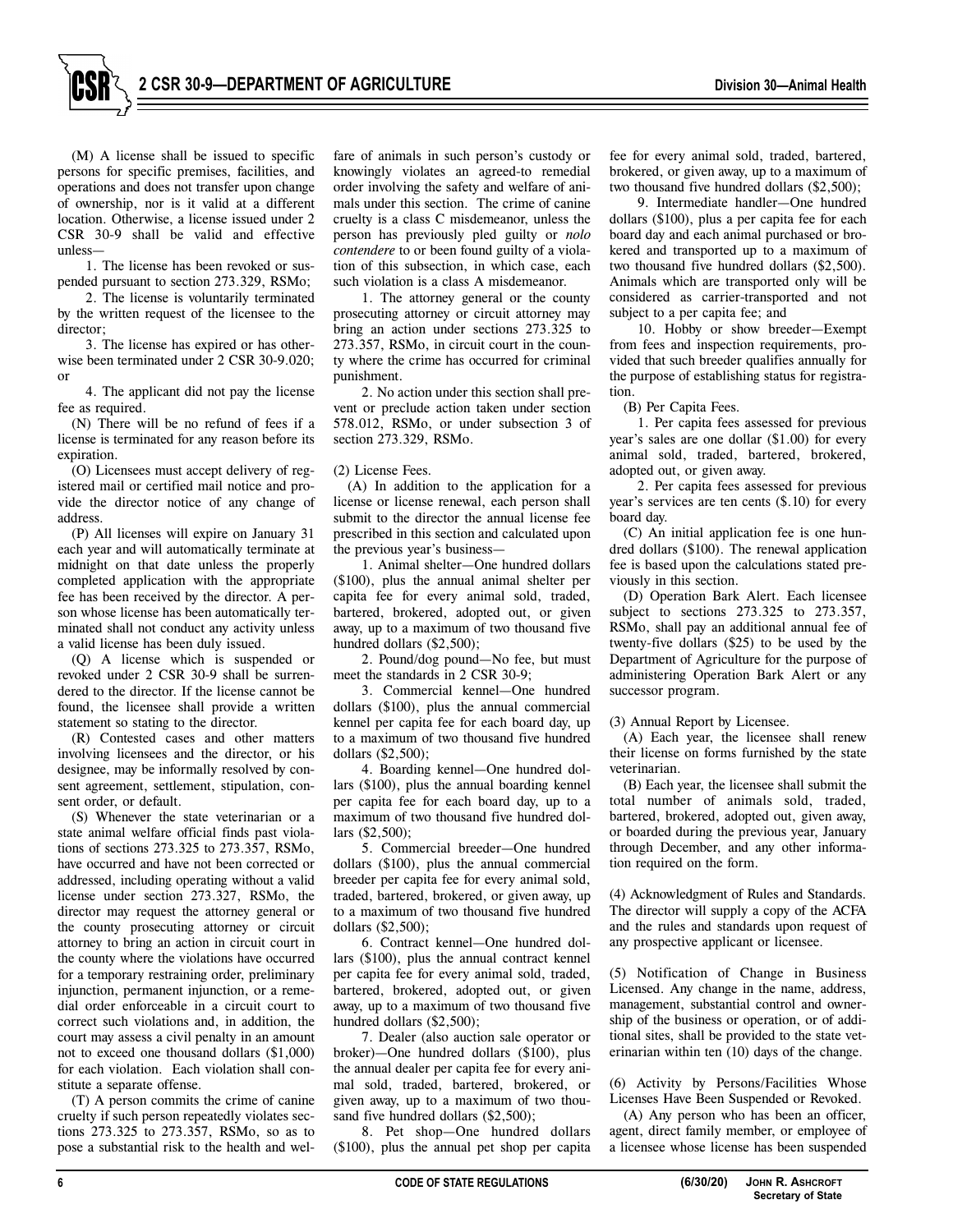(M) A license shall be issued to specific persons for specific premises, facilities, and operations and does not transfer upon change of ownership, nor is it valid at a different location. Otherwise, a license issued under 2 CSR 30-9 shall be valid and effective unless—

1. The license has been revoked or suspended pursuant to section 273.329, RSMo;

2. The license is voluntarily terminated by the written request of the licensee to the director;

3. The license has expired or has otherwise been terminated under 2 CSR 30-9.020; or

4. The applicant did not pay the license fee as required.

(N) There will be no refund of fees if a license is terminated for any reason before its expiration.

(O) Licensees must accept delivery of registered mail or certified mail notice and provide the director notice of any change of address.

(P) All licenses will expire on January 31 each year and will automatically terminate at midnight on that date unless the properly completed application with the appropriate fee has been received by the director. A person whose license has been automatically terminated shall not conduct any activity unless a valid license has been duly issued.

(Q) A license which is suspended or revoked under 2 CSR 30-9 shall be surrendered to the director. If the license cannot be found, the licensee shall provide a written statement so stating to the director.

(R) Contested cases and other matters involving licensees and the director, or his designee, may be informally resolved by consent agreement, settlement, stipulation, consent order, or default.

(S) Whenever the state veterinarian or a state animal welfare official finds past violations of sections 273.325 to 273.357, RSMo, have occurred and have not been corrected or addressed, including operating without a valid license under section 273.327, RSMo, the director may request the attorney general or the county prosecuting attorney or circuit attorney to bring an action in circuit court in the county where the violations have occurred for a temporary restraining order, preliminary injunction, permanent injunction, or a remedial order enforceable in a circuit court to correct such violations and, in addition, the court may assess a civil penalty in an amount not to exceed one thousand dollars ($1,000) for each violation. Each violation shall constitute a separate offense.

(T) A person commits the crime of canine cruelty if such person repeatedly violates sections 273.325 to 273.357, RSMo, so as to pose a substantial risk to the health and welfare of animals in such person's custody or knowingly violates an agreed-to remedial order involving the safety and welfare of animals under this section. The crime of canine cruelty is a class C misdemeanor, unless the person has previously pled guilty or *nolo contendere* to or been found guilty of a violation of this subsection, in which case, each such violation is a class A misdemeanor.

1. The attorney general or the county prosecuting attorney or circuit attorney may bring an action under sections 273.325 to 273.357, RSMo, in circuit court in the county where the crime has occurred for criminal punishment.

2. No action under this section shall prevent or preclude action taken under section 578.012, RSMo, or under subsection 3 of section 273.329, RSMo.

(2) License Fees.

(A) In addition to the application for a license or license renewal, each person shall submit to the director the annual license fee prescribed in this section and calculated upon the previous year's business—

1. Animal shelter—One hundred dollars ($100), plus the annual animal shelter per capita fee for every animal sold, traded, bartered, brokered, adopted out, or given away, up to a maximum of two thousand five hundred dollars ($2,500);

2. Pound/dog pound—No fee, but must meet the standards in 2 CSR 30-9;

3. Commercial kennel—One hundred dollars ($100), plus the annual commercial kennel per capita fee for each board day, up to a maximum of two thousand five hundred dollars ($2,500);

4. Boarding kennel—One hundred dollars ($100), plus the annual boarding kennel per capita fee for each board day, up to a maximum of two thousand five hundred dollars ($2,500);

5. Commercial breeder—One hundred dollars ($100), plus the annual commercial breeder per capita fee for every animal sold, traded, bartered, brokered, or given away, up to a maximum of two thousand five hundred dollars ($2,500);

6. Contract kennel—One hundred dollars ($100), plus the annual contract kennel per capita fee for every animal sold, traded, bartered, brokered, adopted out, or given away, up to a maximum of two thousand five hundred dollars ($2,500);

7. Dealer (also auction sale operator or broker)—One hundred dollars ($100), plus the annual dealer per capita fee for every animal sold, traded, bartered, brokered, or given away, up to a maximum of two thousand five hundred dollars ($2,500);

8. Pet shop—One hundred dollars ($100), plus the annual pet shop per capita fee for every animal sold, traded, bartered, brokered, or given away, up to a maximum of two thousand five hundred dollars ($2,500);

9. Intermediate handler—One hundred dollars ($100), plus a per capita fee for each board day and each animal purchased or brokered and transported up to a maximum of two thousand five hundred dollars ($2,500). Animals which are transported only will be considered as carrier-transported and not subject to a per capita fee; and

10. Hobby or show breeder—Exempt from fees and inspection requirements, provided that such breeder qualifies annually for the purpose of establishing status for registration.

(B) Per Capita Fees.

1. Per capita fees assessed for previous year's sales are one dollar ($1.00) for every animal sold, traded, bartered, brokered, adopted out, or given away.

2. Per capita fees assessed for previous year's services are ten cents ($.10) for every board day.

(C) An initial application fee is one hundred dollars ($100). The renewal application fee is based upon the calculations stated previously in this section.

(D) Operation Bark Alert. Each licensee subject to sections 273.325 to 273.357, RSMo, shall pay an additional annual fee of twenty-five dollars ($25) to be used by the Department of Agriculture for the purpose of administering Operation Bark Alert or any successor program.

(3) Annual Report by Licensee.

(A) Each year, the licensee shall renew their license on forms furnished by the state veterinarian.

(B) Each year, the licensee shall submit the total number of animals sold, traded, bartered, brokered, adopted out, given away, or boarded during the previous year, January through December, and any other information required on the form.

(4) Acknowledgment of Rules and Standards. The director will supply a copy of the ACFA and the rules and standards upon request of any prospective applicant or licensee.

(5) Notification of Change in Business Licensed. Any change in the name, address, management, substantial control and ownership of the business or operation, or of additional sites, shall be provided to the state veterinarian within ten (10) days of the change.

(6) Activity by Persons/Facilities Whose Licenses Have Been Suspended or Revoked.

(A) Any person who has been an officer, agent, direct family member, or employee of a licensee whose license has been suspended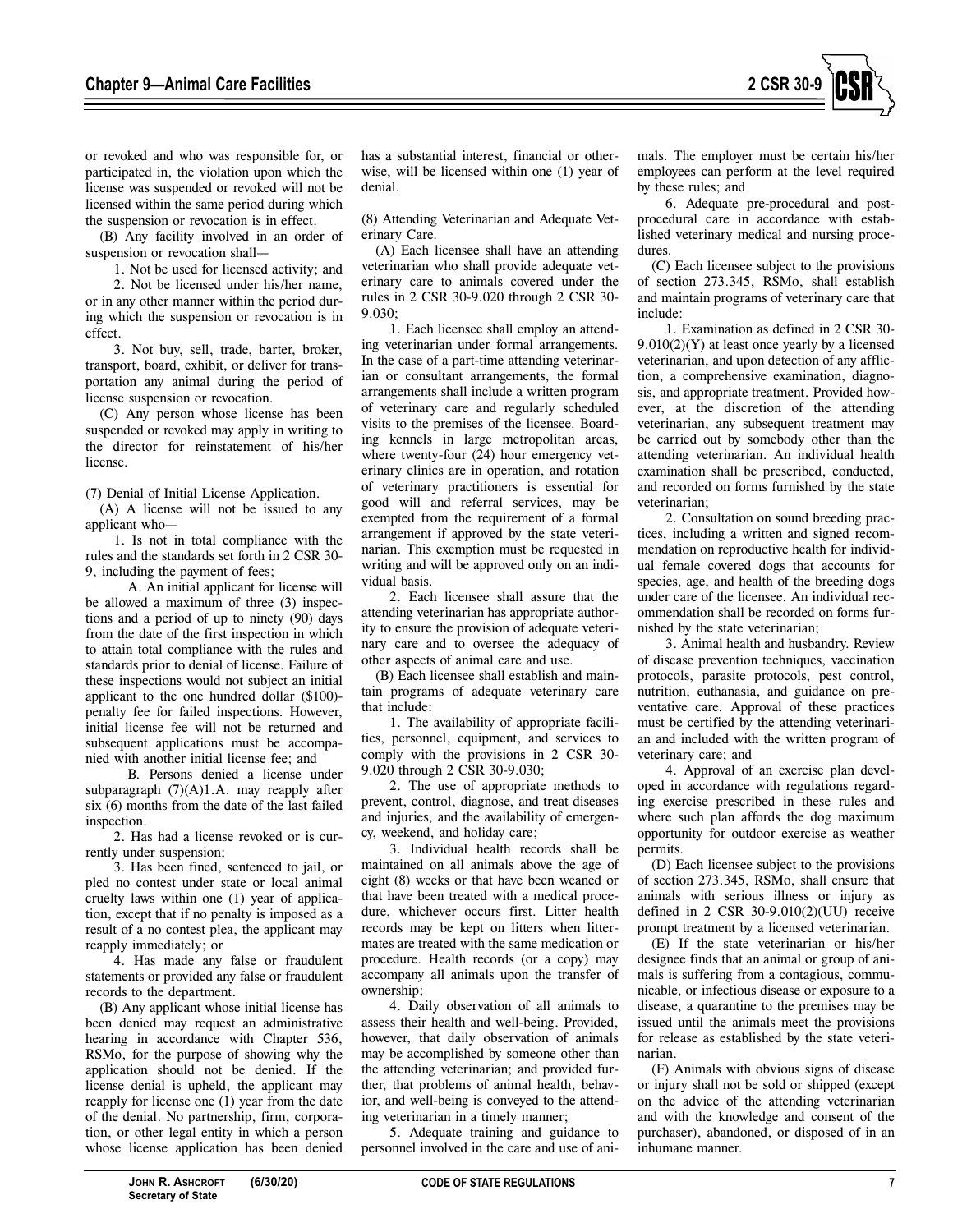or revoked and who was responsible for, or participated in, the violation upon which the license was suspended or revoked will not be licensed within the same period during which the suspension or revocation is in effect.

(B) Any facility involved in an order of suspension or revocation shall—

1. Not be used for licensed activity; and

2. Not be licensed under his/her name, or in any other manner within the period during which the suspension or revocation is in effect.

3. Not buy, sell, trade, barter, broker, transport, board, exhibit, or deliver for transportation any animal during the period of license suspension or revocation.

(C) Any person whose license has been suspended or revoked may apply in writing to the director for reinstatement of his/her license.

(7) Denial of Initial License Application.

(A) A license will not be issued to any applicant who—

1. Is not in total compliance with the rules and the standards set forth in 2 CSR 30-9, including the payment of fees;

A. An initial applicant for license will be allowed a maximum of three (3) inspections and a period of up to ninety (90) days from the date of the first inspection in which to attain total compliance with the rules and standards prior to denial of license. Failure of these inspections would not subject an initial applicant to the one hundred dollar ($100)-penalty fee for failed inspections. However, initial license fee will not be returned and subsequent applications must be accompanied with another initial license fee; and

B. Persons denied a license under subparagraph (7)(A)1.A. may reapply after six (6) months from the date of the last failed inspection.

2. Has had a license revoked or is currently under suspension;

3. Has been fined, sentenced to jail, or pled no contest under state or local animal cruelty laws within one (1) year of application, except that if no penalty is imposed as a result of a no contest plea, the applicant may reapply immediately; or

4. Has made any false or fraudulent statements or provided any false or fraudulent records to the department.

(B) Any applicant whose initial license has been denied may request an administrative hearing in accordance with Chapter 536, RSMo, for the purpose of showing why the application should not be denied. If the license denial is upheld, the applicant may reapply for license one (1) year from the date of the denial. No partnership, firm, corporation, or other legal entity in which a person whose license application has been denied has a substantial interest, financial or otherwise, will be licensed within one (1) year of denial.

(8) Attending Veterinarian and Adequate Veterinary Care.

(A) Each licensee shall have an attending veterinarian who shall provide adequate veterinary care to animals covered under the rules in 2 CSR 30-9.020 through 2 CSR 30-9.030;

1. Each licensee shall employ an attending veterinarian under formal arrangements. In the case of a part-time attending veterinarian or consultant arrangements, the formal arrangements shall include a written program of veterinary care and regularly scheduled visits to the premises of the licensee. Boarding kennels in large metropolitan areas, where twenty-four (24) hour emergency veterinary clinics are in operation, and rotation of veterinary practitioners is essential for good will and referral services, may be exempted from the requirement of a formal arrangement if approved by the state veterinarian. This exemption must be requested in writing and will be approved only on an individual basis.

2. Each licensee shall assure that the attending veterinarian has appropriate authority to ensure the provision of adequate veterinary care and to oversee the adequacy of other aspects of animal care and use.

(B) Each licensee shall establish and maintain programs of adequate veterinary care that include:

1. The availability of appropriate facilities, personnel, equipment, and services to comply with the provisions in 2 CSR 30-9.020 through 2 CSR 30-9.030;

2. The use of appropriate methods to prevent, control, diagnose, and treat diseases and injuries, and the availability of emergency, weekend, and holiday care;

3. Individual health records shall be maintained on all animals above the age of eight (8) weeks or that have been weaned or that have been treated with a medical procedure, whichever occurs first. Litter health records may be kept on litters when littermates are treated with the same medication or procedure. Health records (or a copy) may accompany all animals upon the transfer of ownership;

4. Daily observation of all animals to assess their health and well-being. Provided, however, that daily observation of animals may be accomplished by someone other than the attending veterinarian; and provided further, that problems of animal health, behavior, and well-being is conveyed to the attending veterinarian in a timely manner;

5. Adequate training and guidance to personnel involved in the care and use of animals. The employer must be certain his/her employees can perform at the level required by these rules; and

6. Adequate pre-procedural and post-procedural care in accordance with established veterinary medical and nursing procedures.

(C) Each licensee subject to the provisions of section 273.345, RSMo, shall establish and maintain programs of veterinary care that include:

1. Examination as defined in 2 CSR 30-9.010(2)(Y) at least once yearly by a licensed veterinarian, and upon detection of any affliction, a comprehensive examination, diagnosis, and appropriate treatment. Provided however, at the discretion of the attending veterinarian, any subsequent treatment may be carried out by somebody other than the attending veterinarian. An individual health examination shall be prescribed, conducted, and recorded on forms furnished by the state veterinarian;

2. Consultation on sound breeding practices, including a written and signed recommendation on reproductive health for individual female covered dogs that accounts for species, age, and health of the breeding dogs under care of the licensee. An individual recommendation shall be recorded on forms furnished by the state veterinarian;

3. Animal health and husbandry. Review of disease prevention techniques, vaccination protocols, parasite protocols, pest control, nutrition, euthanasia, and guidance on preventative care. Approval of these practices must be certified by the attending veterinarian and included with the written program of veterinary care; and

4. Approval of an exercise plan developed in accordance with regulations regarding exercise prescribed in these rules and where such plan affords the dog maximum opportunity for outdoor exercise as weather permits.

(D) Each licensee subject to the provisions of section 273.345, RSMo, shall ensure that animals with serious illness or injury as defined in 2 CSR 30-9.010(2)(UU) receive prompt treatment by a licensed veterinarian.

(E) If the state veterinarian or his/her designee finds that an animal or group of animals is suffering from a contagious, communicable, or infectious disease or exposure to a disease, a quarantine to the premises may be issued until the animals meet the provisions for release as established by the state veterinarian.

(F) Animals with obvious signs of disease or injury shall not be sold or shipped (except on the advice of the attending veterinarian and with the knowledge and consent of the purchaser), abandoned, or disposed of in an inhumane manner.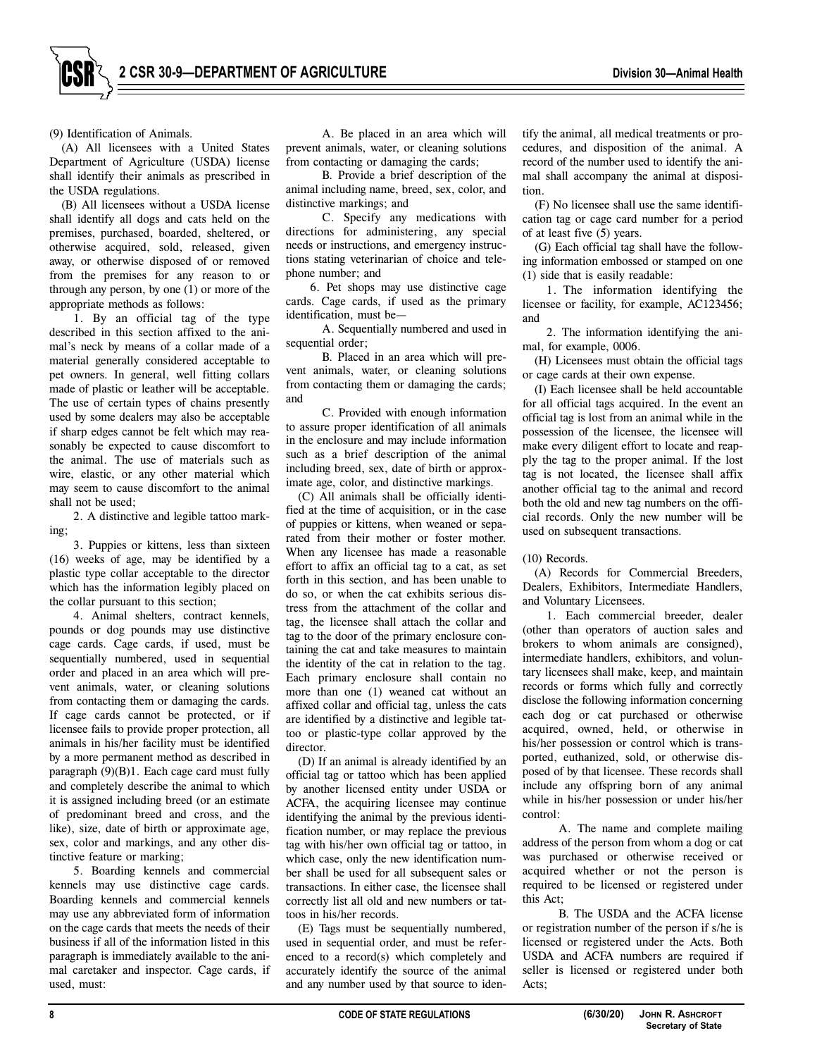(9) Identification of Animals.

(A) All licensees with a United States Department of Agriculture (USDA) license shall identify their animals as prescribed in the USDA regulations.

(B) All licensees without a USDA license shall identify all dogs and cats held on the premises, purchased, boarded, sheltered, or otherwise acquired, sold, released, given away, or otherwise disposed of or removed from the premises for any reason to or through any person, by one (1) or more of the appropriate methods as follows:

1. By an official tag of the type described in this section affixed to the animal's neck by means of a collar made of a material generally considered acceptable to pet owners. In general, well fitting collars made of plastic or leather will be acceptable. The use of certain types of chains presently used by some dealers may also be acceptable if sharp edges cannot be felt which may reasonably be expected to cause discomfort to the animal. The use of materials such as wire, elastic, or any other material which may seem to cause discomfort to the animal shall not be used;

2. A distinctive and legible tattoo marking;

3. Puppies or kittens, less than sixteen (16) weeks of age, may be identified by a plastic type collar acceptable to the director which has the information legibly placed on the collar pursuant to this section;

4. Animal shelters, contract kennels, pounds or dog pounds may use distinctive cage cards. Cage cards, if used, must be sequentially numbered, used in sequential order and placed in an area which will prevent animals, water, or cleaning solutions from contacting them or damaging the cards. If cage cards cannot be protected, or if licensee fails to provide proper protection, all animals in his/her facility must be identified by a more permanent method as described in paragraph (9)(B)1. Each cage card must fully and completely describe the animal to which it is assigned including breed (or an estimate of predominant breed and cross, and the like), size, date of birth or approximate age, sex, color and markings, and any other distinctive feature or marking;

5. Boarding kennels and commercial kennels may use distinctive cage cards. Boarding kennels and commercial kennels may use any abbreviated form of information on the cage cards that meets the needs of their business if all of the information listed in this paragraph is immediately available to the animal caretaker and inspector. Cage cards, if used, must:

A. Be placed in an area which will prevent animals, water, or cleaning solutions from contacting or damaging the cards;

B. Provide a brief description of the animal including name, breed, sex, color, and distinctive markings; and

C. Specify any medications with directions for administering, any special needs or instructions, and emergency instructions stating veterinarian of choice and telephone number; and

6. Pet shops may use distinctive cage cards. Cage cards, if used as the primary identification, must be—

A. Sequentially numbered and used in sequential order;

B. Placed in an area which will prevent animals, water, or cleaning solutions from contacting them or damaging the cards; and

C. Provided with enough information to assure proper identification of all animals in the enclosure and may include information such as a brief description of the animal including breed, sex, date of birth or approximate age, color, and distinctive markings.

(C) All animals shall be officially identified at the time of acquisition, or in the case of puppies or kittens, when weaned or separated from their mother or foster mother. When any licensee has made a reasonable effort to affix an official tag to a cat, as set forth in this section, and has been unable to do so, or when the cat exhibits serious distress from the attachment of the collar and tag, the licensee shall attach the collar and tag to the door of the primary enclosure containing the cat and take measures to maintain the identity of the cat in relation to the tag. Each primary enclosure shall contain no more than one (1) weaned cat without an affixed collar and official tag, unless the cats are identified by a distinctive and legible tattoo or plastic-type collar approved by the director.

(D) If an animal is already identified by an official tag or tattoo which has been applied by another licensed entity under USDA or ACFA, the acquiring licensee may continue identifying the animal by the previous identification number, or may replace the previous tag with his/her own official tag or tattoo, in which case, only the new identification number shall be used for all subsequent sales or transactions. In either case, the licensee shall correctly list all old and new numbers or tattoos in his/her records.

(E) Tags must be sequentially numbered, used in sequential order, and must be referenced to a record(s) which completely and accurately identify the source of the animal and any number used by that source to identify the animal, all medical treatments or procedures, and disposition of the animal. A record of the number used to identify the animal shall accompany the animal at disposition.

(F) No licensee shall use the same identification tag or cage card number for a period of at least five (5) years.

(G) Each official tag shall have the following information embossed or stamped on one (1) side that is easily readable:

1. The information identifying the licensee or facility, for example, AC123456; and

2. The information identifying the animal, for example, 0006.

(H) Licensees must obtain the official tags or cage cards at their own expense.

(I) Each licensee shall be held accountable for all official tags acquired. In the event an official tag is lost from an animal while in the possession of the licensee, the licensee will make every diligent effort to locate and reapply the tag to the proper animal. If the lost tag is not located, the licensee shall affix another official tag to the animal and record both the old and new tag numbers on the official records. Only the new number will be used on subsequent transactions.

(10) Records.

(A) Records for Commercial Breeders, Dealers, Exhibitors, Intermediate Handlers, and Voluntary Licensees.

1. Each commercial breeder, dealer (other than operators of auction sales and brokers to whom animals are consigned), intermediate handlers, exhibitors, and voluntary licensees shall make, keep, and maintain records or forms which fully and correctly disclose the following information concerning each dog or cat purchased or otherwise acquired, owned, held, or otherwise in his/her possession or control which is transported, euthanized, sold, or otherwise disposed of by that licensee. These records shall include any offspring born of any animal while in his/her possession or under his/her control:

A. The name and complete mailing address of the person from whom a dog or cat was purchased or otherwise received or acquired whether or not the person is required to be licensed or registered under this Act;

B. The USDA and the ACFA license or registration number of the person if s/he is licensed or registered under the Acts. Both USDA and ACFA numbers are required if seller is licensed or registered under both Acts;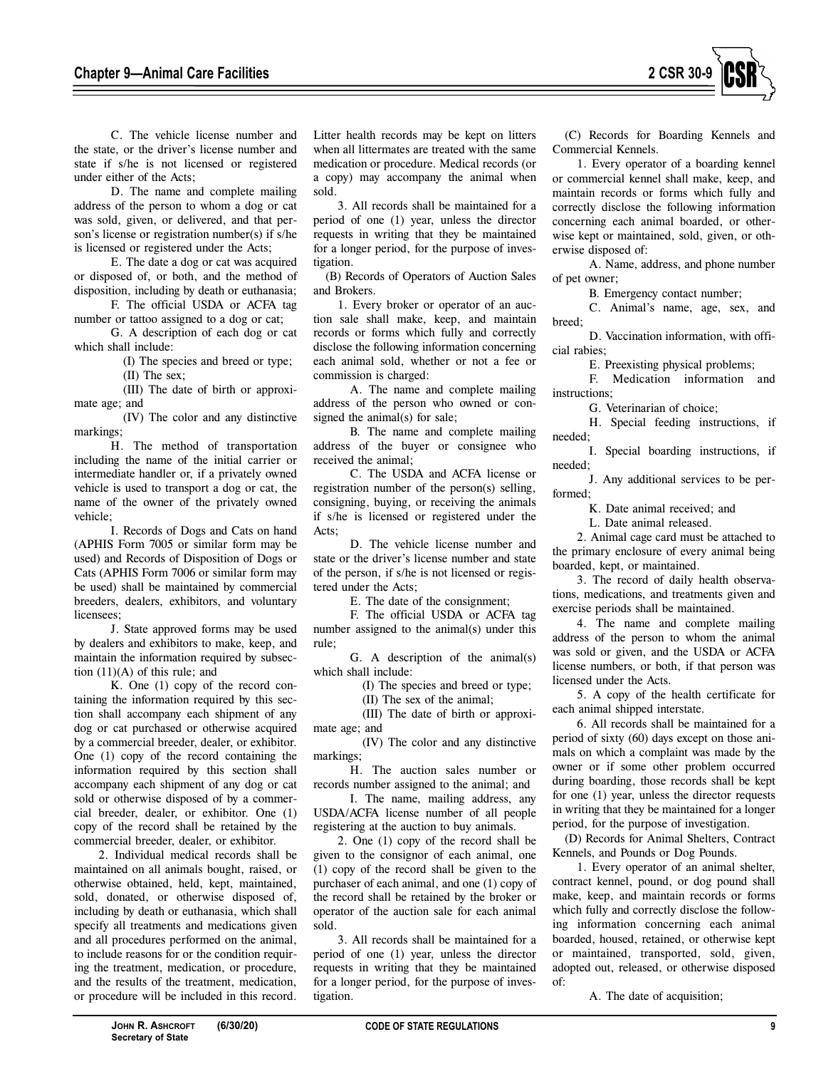C. The vehicle license number and the state, or the driver's license number and state if s/he is not licensed or registered under either of the Acts;

D. The name and complete mailing address of the person to whom a dog or cat was sold, given, or delivered, and that person's license or registration number(s) if s/he is licensed or registered under the Acts;

E. The date a dog or cat was acquired or disposed of, or both, and the method of disposition, including by death or euthanasia;

F. The official USDA or ACFA tag number or tattoo assigned to a dog or cat;

G. A description of each dog or cat which shall include:

(I) The species and breed or type;

(II) The sex;

(III) The date of birth or approximate age; and

(IV) The color and any distinctive markings;

H. The method of transportation including the name of the initial carrier or intermediate handler or, if a privately owned vehicle is used to transport a dog or cat, the name of the owner of the privately owned vehicle;

I. Records of Dogs and Cats on hand (APHIS Form 7005 or similar form may be used) and Records of Disposition of Dogs or Cats (APHIS Form 7006 or similar form may be used) shall be maintained by commercial breeders, dealers, exhibitors, and voluntary licensees;

J. State approved forms may be used by dealers and exhibitors to make, keep, and maintain the information required by subsection (11)(A) of this rule; and

K. One (1) copy of the record containing the information required by this section shall accompany each shipment of any dog or cat purchased or otherwise acquired by a commercial breeder, dealer, or exhibitor. One (1) copy of the record containing the information required by this section shall accompany each shipment of any dog or cat sold or otherwise disposed of by a commercial breeder, dealer, or exhibitor. One (1) copy of the record shall be retained by the commercial breeder, dealer, or exhibitor.

2. Individual medical records shall be maintained on all animals bought, raised, or otherwise obtained, held, kept, maintained, sold, donated, or otherwise disposed of, including by death or euthanasia, which shall specify all treatments and medications given and all procedures performed on the animal, to include reasons for or the condition requiring the treatment, medication, or procedure, and the results of the treatment, medication, or procedure will be included in this record. Litter health records may be kept on litters when all littermates are treated with the same medication or procedure. Medical records (or a copy) may accompany the animal when sold.

3. All records shall be maintained for a period of one (1) year, unless the director requests in writing that they be maintained for a longer period, for the purpose of investigation.

(B) Records of Operators of Auction Sales and Brokers.

1. Every broker or operator of an auction sale shall make, keep, and maintain records or forms which fully and correctly disclose the following information concerning each animal sold, whether or not a fee or commission is charged:

A. The name and complete mailing address of the person who owned or consigned the animal(s) for sale;

B. The name and complete mailing address of the buyer or consignee who received the animal;

C. The USDA and ACFA license or registration number of the person(s) selling, consigning, buying, or receiving the animals if s/he is licensed or registered under the Acts;

D. The vehicle license number and state or the driver's license number and state of the person, if s/he is not licensed or registered under the Acts;

E. The date of the consignment;

F. The official USDA or ACFA tag number assigned to the animal(s) under this rule;

G. A description of the animal(s) which shall include:

(I) The species and breed or type;

(II) The sex of the animal;

(III) The date of birth or approximate age; and

(IV) The color and any distinctive markings;

H. The auction sales number or records number assigned to the animal; and

I. The name, mailing address, any USDA/ACFA license number of all people registering at the auction to buy animals.

2. One (1) copy of the record shall be given to the consignor of each animal, one (1) copy of the record shall be given to the purchaser of each animal, and one (1) copy of the record shall be retained by the broker or operator of the auction sale for each animal sold.

3. All records shall be maintained for a period of one (1) year, unless the director requests in writing that they be maintained for a longer period, for the purpose of investigation.

(C) Records for Boarding Kennels and Commercial Kennels.

1. Every operator of a boarding kennel or commercial kennel shall make, keep, and maintain records or forms which fully and correctly disclose the following information concerning each animal boarded, or otherwise kept or maintained, sold, given, or otherwise disposed of:

A. Name, address, and phone number of pet owner;

B. Emergency contact number;

C. Animal's name, age, sex, and breed;

D. Vaccination information, with official rabies;

E. Preexisting physical problems;

F. Medication information and instructions;

G. Veterinarian of choice;

H. Special feeding instructions, if needed;

I. Special boarding instructions, if needed;

J. Any additional services to be performed;

K. Date animal received; and

L. Date animal released.

2. Animal cage card must be attached to the primary enclosure of every animal being boarded, kept, or maintained.

3. The record of daily health observations, medications, and treatments given and exercise periods shall be maintained.

4. The name and complete mailing address of the person to whom the animal was sold or given, and the USDA or ACFA license numbers, or both, if that person was licensed under the Acts.

5. A copy of the health certificate for each animal shipped interstate.

6. All records shall be maintained for a period of sixty (60) days except on those animals on which a complaint was made by the owner or if some other problem occurred during boarding, those records shall be kept for one (1) year, unless the director requests in writing that they be maintained for a longer period, for the purpose of investigation.

(D) Records for Animal Shelters, Contract Kennels, and Pounds or Dog Pounds.

1. Every operator of an animal shelter, contract kennel, pound, or dog pound shall make, keep, and maintain records or forms which fully and correctly disclose the following information concerning each animal boarded, housed, retained, or otherwise kept or maintained, transported, sold, given, adopted out, released, or otherwise disposed of:

A. The date of acquisition;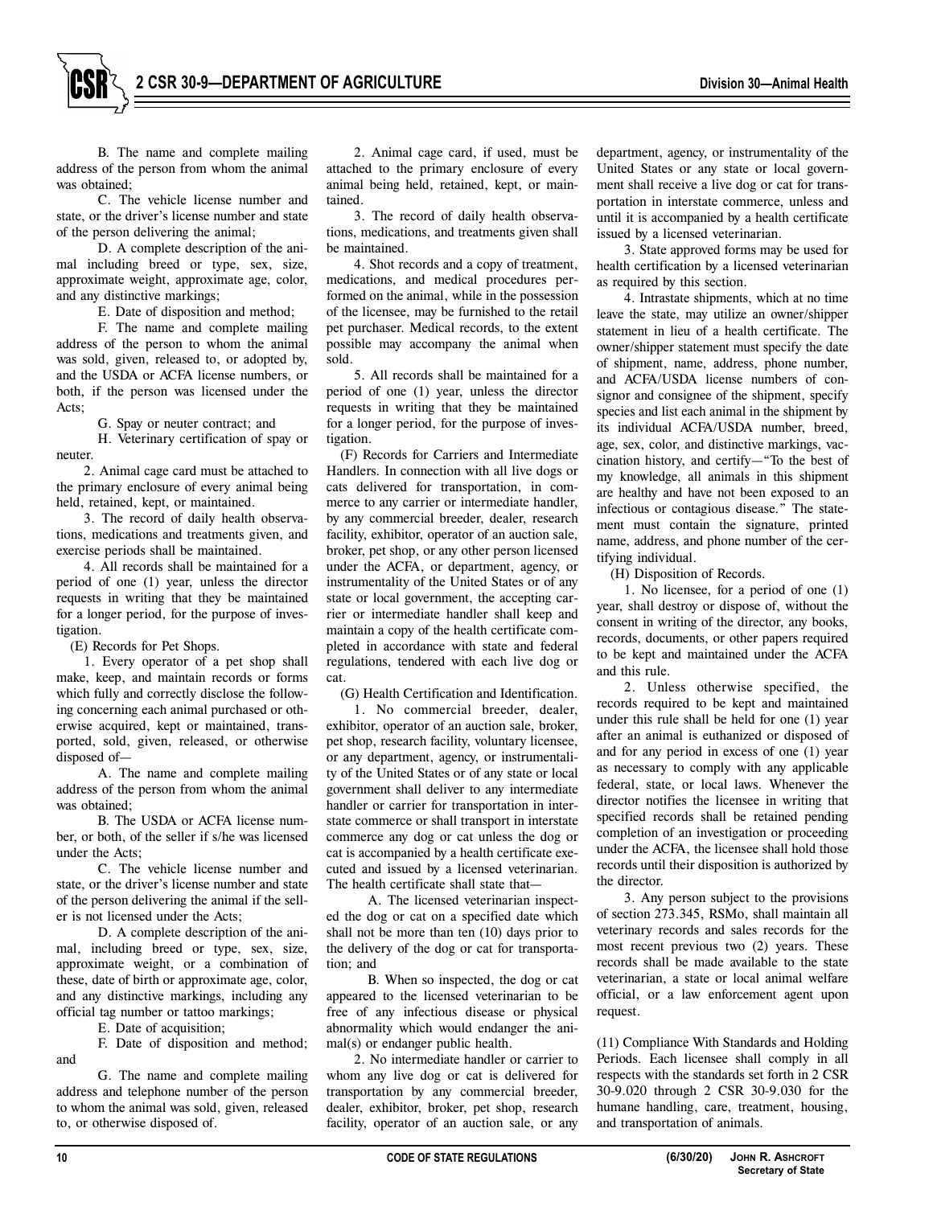B. The name and complete mailing address of the person from whom the animal was obtained;

C. The vehicle license number and state, or the driver's license number and state of the person delivering the animal;

D. A complete description of the animal including breed or type, sex, size, approximate weight, approximate age, color, and any distinctive markings;

E. Date of disposition and method;

F. The name and complete mailing address of the person to whom the animal was sold, given, released to, or adopted by, and the USDA or ACFA license numbers, or both, if the person was licensed under the Acts;

G. Spay or neuter contract; and

H. Veterinary certification of spay or neuter.

2. Animal cage card must be attached to the primary enclosure of every animal being held, retained, kept, or maintained.

3. The record of daily health observations, medications and treatments given, and exercise periods shall be maintained.

4. All records shall be maintained for a period of one (1) year, unless the director requests in writing that they be maintained for a longer period, for the purpose of investigation.

(E) Records for Pet Shops.

1. Every operator of a pet shop shall make, keep, and maintain records or forms which fully and correctly disclose the following concerning each animal purchased or otherwise acquired, kept or maintained, transported, sold, given, released, or otherwise disposed of—

A. The name and complete mailing address of the person from whom the animal was obtained;

B. The USDA or ACFA license number, or both, of the seller if s/he was licensed under the Acts;

C. The vehicle license number and state, or the driver's license number and state of the person delivering the animal if the seller is not licensed under the Acts;

D. A complete description of the animal, including breed or type, sex, size, approximate weight, or a combination of these, date of birth or approximate age, color, and any distinctive markings, including any official tag number or tattoo markings;

E. Date of acquisition;

F. Date of disposition and method; and

G. The name and complete mailing address and telephone number of the person to whom the animal was sold, given, released to, or otherwise disposed of.

2. Animal cage card, if used, must be attached to the primary enclosure of every animal being held, retained, kept, or maintained.

3. The record of daily health observations, medications, and treatments given shall be maintained.

4. Shot records and a copy of treatment, medications, and medical procedures performed on the animal, while in the possession of the licensee, may be furnished to the retail pet purchaser. Medical records, to the extent possible may accompany the animal when sold.

5. All records shall be maintained for a period of one (1) year, unless the director requests in writing that they be maintained for a longer period, for the purpose of investigation.

(F) Records for Carriers and Intermediate Handlers. In connection with all live dogs or cats delivered for transportation, in commerce to any carrier or intermediate handler, by any commercial breeder, dealer, research facility, exhibitor, operator of an auction sale, broker, pet shop, or any other person licensed under the ACFA, or department, agency, or instrumentality of the United States or of any state or local government, the accepting carrier or intermediate handler shall keep and maintain a copy of the health certificate completed in accordance with state and federal regulations, tendered with each live dog or cat.

(G) Health Certification and Identification.

1. No commercial breeder, dealer, exhibitor, operator of an auction sale, broker, pet shop, research facility, voluntary licensee, or any department, agency, or instrumentality of the United States or of any state or local government shall deliver to any intermediate handler or carrier for transportation in interstate commerce or shall transport in interstate commerce any dog or cat unless the dog or cat is accompanied by a health certificate executed and issued by a licensed veterinarian. The health certificate shall state that—

A. The licensed veterinarian inspected the dog or cat on a specified date which shall not be more than ten (10) days prior to the delivery of the dog or cat for transportation; and

B. When so inspected, the dog or cat appeared to the licensed veterinarian to be free of any infectious disease or physical abnormality which would endanger the animal(s) or endanger public health.

2. No intermediate handler or carrier to whom any live dog or cat is delivered for transportation by any commercial breeder, dealer, exhibitor, broker, pet shop, research facility, operator of an auction sale, or any department, agency, or instrumentality of the United States or any state or local government shall receive a live dog or cat for transportation in interstate commerce, unless and until it is accompanied by a health certificate issued by a licensed veterinarian.

3. State approved forms may be used for health certification by a licensed veterinarian as required by this section.

4. Intrastate shipments, which at no time leave the state, may utilize an owner/shipper statement in lieu of a health certificate. The owner/shipper statement must specify the date of shipment, name, address, phone number, and ACFA/USDA license numbers of consignor and consignee of the shipment, specify species and list each animal in the shipment by its individual ACFA/USDA number, breed, age, sex, color, and distinctive markings, vaccination history, and certify—"To the best of my knowledge, all animals in this shipment are healthy and have not been exposed to an infectious or contagious disease." The statement must contain the signature, printed name, address, and phone number of the certifying individual.

(H) Disposition of Records.

1. No licensee, for a period of one (1) year, shall destroy or dispose of, without the consent in writing of the director, any books, records, documents, or other papers required to be kept and maintained under the ACFA and this rule.

2. Unless otherwise specified, the records required to be kept and maintained under this rule shall be held for one (1) year after an animal is euthanized or disposed of and for any period in excess of one (1) year as necessary to comply with any applicable federal, state, or local laws. Whenever the director notifies the licensee in writing that specified records shall be retained pending completion of an investigation or proceeding under the ACFA, the licensee shall hold those records until their disposition is authorized by the director.

3. Any person subject to the provisions of section 273.345, RSMo, shall maintain all veterinary records and sales records for the most recent previous two (2) years. These records shall be made available to the state veterinarian, a state or local animal welfare official, or a law enforcement agent upon request.

(11) Compliance With Standards and Holding Periods. Each licensee shall comply in all respects with the standards set forth in 2 CSR 30-9.020 through 2 CSR 30-9.030 for the humane handling, care, treatment, housing, and transportation of animals.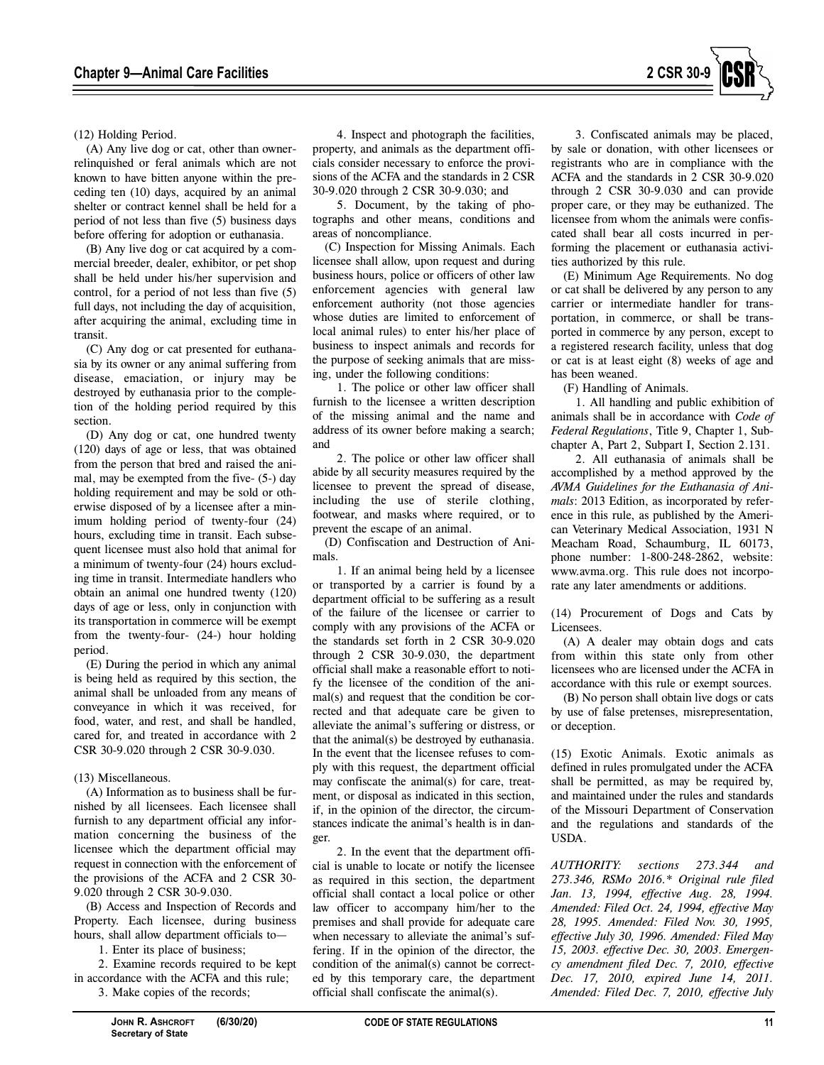(12) Holding Period.

(A) Any live dog or cat, other than owner-relinquished or feral animals which are not known to have bitten anyone within the preceding ten (10) days, acquired by an animal shelter or contract kennel shall be held for a period of not less than five (5) business days before offering for adoption or euthanasia.

(B) Any live dog or cat acquired by a commercial breeder, dealer, exhibitor, or pet shop shall be held under his/her supervision and control, for a period of not less than five (5) full days, not including the day of acquisition, after acquiring the animal, excluding time in transit.

(C) Any dog or cat presented for euthanasia by its owner or any animal suffering from disease, emaciation, or injury may be destroyed by euthanasia prior to the completion of the holding period required by this section.

(D) Any dog or cat, one hundred twenty (120) days of age or less, that was obtained from the person that bred and raised the animal, may be exempted from the five- (5-) day holding requirement and may be sold or otherwise disposed of by a licensee after a minimum holding period of twenty-four (24) hours, excluding time in transit. Each subsequent licensee must also hold that animal for a minimum of twenty-four (24) hours excluding time in transit. Intermediate handlers who obtain an animal one hundred twenty (120) days of age or less, only in conjunction with its transportation in commerce will be exempt from the twenty-four- (24-) hour holding period.

(E) During the period in which any animal is being held as required by this section, the animal shall be unloaded from any means of conveyance in which it was received, for food, water, and rest, and shall be handled, cared for, and treated in accordance with 2 CSR 30-9.020 through 2 CSR 30-9.030.

(13) Miscellaneous.

(A) Information as to business shall be furnished by all licensees. Each licensee shall furnish to any department official any information concerning the business of the licensee which the department official may request in connection with the enforcement of the provisions of the ACFA and 2 CSR 30-9.020 through 2 CSR 30-9.030.

(B) Access and Inspection of Records and Property. Each licensee, during business hours, shall allow department officials to—

1. Enter its place of business;

2. Examine records required to be kept in accordance with the ACFA and this rule;

3. Make copies of the records;

4. Inspect and photograph the facilities, property, and animals as the department officials consider necessary to enforce the provisions of the ACFA and the standards in 2 CSR 30-9.020 through 2 CSR 30-9.030; and

5. Document, by the taking of photographs and other means, conditions and areas of noncompliance.

(C) Inspection for Missing Animals. Each licensee shall allow, upon request and during business hours, police or officers of other law enforcement agencies with general law enforcement authority (not those agencies whose duties are limited to enforcement of local animal rules) to enter his/her place of business to inspect animals and records for the purpose of seeking animals that are missing, under the following conditions:

1. The police or other law officer shall furnish to the licensee a written description of the missing animal and the name and address of its owner before making a search; and

2. The police or other law officer shall abide by all security measures required by the licensee to prevent the spread of disease, including the use of sterile clothing, footwear, and masks where required, or to prevent the escape of an animal.

(D) Confiscation and Destruction of Animals.

1. If an animal being held by a licensee or transported by a carrier is found by a department official to be suffering as a result of the failure of the licensee or carrier to comply with any provisions of the ACFA or the standards set forth in 2 CSR 30-9.020 through 2 CSR 30-9.030, the department official shall make a reasonable effort to notify the licensee of the condition of the animal(s) and request that the condition be corrected and that adequate care be given to alleviate the animal's suffering or distress, or that the animal(s) be destroyed by euthanasia. In the event that the licensee refuses to comply with this request, the department official may confiscate the animal(s) for care, treatment, or disposal as indicated in this section, if, in the opinion of the director, the circumstances indicate the animal's health is in danger.

2. In the event that the department official is unable to locate or notify the licensee as required in this section, the department official shall contact a local police or other law officer to accompany him/her to the premises and shall provide for adequate care when necessary to alleviate the animal's suffering. If in the opinion of the director, the condition of the animal(s) cannot be corrected by this temporary care, the department official shall confiscate the animal(s).

3. Confiscated animals may be placed, by sale or donation, with other licensees or registrants who are in compliance with the ACFA and the standards in 2 CSR 30-9.020 through 2 CSR 30-9.030 and can provide proper care, or they may be euthanized. The licensee from whom the animals were confiscated shall bear all costs incurred in performing the placement or euthanasia activities authorized by this rule.

(E) Minimum Age Requirements. No dog or cat shall be delivered by any person to any carrier or intermediate handler for transportation, in commerce, or shall be transported in commerce by any person, except to a registered research facility, unless that dog or cat is at least eight (8) weeks of age and has been weaned.

(F) Handling of Animals.

1. All handling and public exhibition of animals shall be in accordance with *Code of Federal Regulations*, Title 9, Chapter 1, Subchapter A, Part 2, Subpart I, Section 2.131.

2. All euthanasia of animals shall be accomplished by a method approved by the *AVMA Guidelines for the Euthanasia of Animals*: 2013 Edition, as incorporated by reference in this rule, as published by the American Veterinary Medical Association, 1931 N Meacham Road, Schaumburg, IL 60173, phone number: 1-800-248-2862, website: www.avma.org. This rule does not incorporate any later amendments or additions.

(14) Procurement of Dogs and Cats by Licensees.

(A) A dealer may obtain dogs and cats from within this state only from other licensees who are licensed under the ACFA in accordance with this rule or exempt sources.

(B) No person shall obtain live dogs or cats by use of false pretenses, misrepresentation, or deception.

(15) Exotic Animals. Exotic animals as defined in rules promulgated under the ACFA shall be permitted, as may be required by, and maintained under the rules and standards of the Missouri Department of Conservation and the regulations and standards of the USDA.

*AUTHORITY: sections 273.344 and 273.346, RSMo 2016.\* Original rule filed Jan. 13, 1994, effective Aug. 28, 1994. Amended: Filed Oct. 24, 1994, effective May 28, 1995. Amended: Filed Nov. 30, 1995, effective July 30, 1996. Amended: Filed May 15, 2003. effective Dec. 30, 2003. Emergency amendment filed Dec. 7, 2010, effective Dec. 17, 2010, expired June 14, 2011. Amended: Filed Dec. 7, 2010, effective July*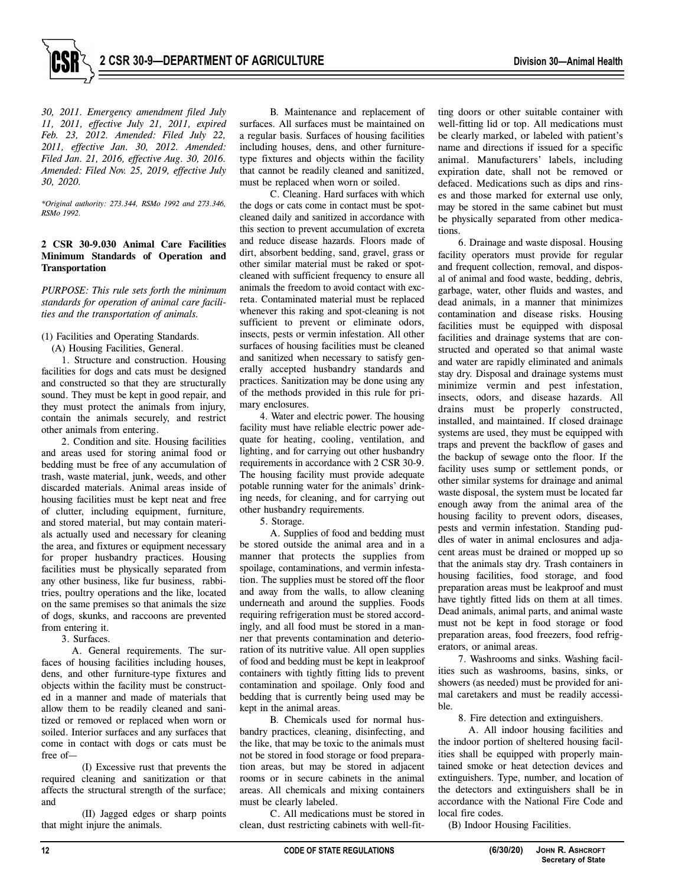*30, 2011. Emergency amendment filed July 11, 2011, effective July 21, 2011, expired Feb. 23, 2012. Amended: Filed July 22, 2011, effective Jan. 30, 2012. Amended: Filed Jan. 21, 2016, effective Aug. 30, 2016. Amended: Filed Nov. 25, 2019, effective July 30, 2020.*

*\*Original authority: 273.344, RSMo 1992 and 273.346, RSMo 1992.*

**2 CSR 30-9.030 Animal Care Facilities Minimum Standards of Operation and Transportation**

*PURPOSE: This rule sets forth the minimum standards for operation of animal care facilities and the transportation of animals.*

(1) Facilities and Operating Standards.

(A) Housing Facilities, General.

1. Structure and construction. Housing facilities for dogs and cats must be designed and constructed so that they are structurally sound. They must be kept in good repair, and they must protect the animals from injury, contain the animals securely, and restrict other animals from entering.

2. Condition and site. Housing facilities and areas used for storing animal food or bedding must be free of any accumulation of trash, waste material, junk, weeds, and other discarded materials. Animal areas inside of housing facilities must be kept neat and free of clutter, including equipment, furniture, and stored material, but may contain materials actually used and necessary for cleaning the area, and fixtures or equipment necessary for proper husbandry practices. Housing facilities must be physically separated from any other business, like fur business, rabbitries, poultry operations and the like, located on the same premises so that animals the size of dogs, skunks, and raccoons are prevented from entering it.

3. Surfaces.

A. General requirements. The surfaces of housing facilities including houses, dens, and other furniture-type fixtures and objects within the facility must be constructed in a manner and made of materials that allow them to be readily cleaned and sanitized or removed or replaced when worn or soiled. Interior surfaces and any surfaces that come in contact with dogs or cats must be free of—

(I) Excessive rust that prevents the required cleaning and sanitization or that affects the structural strength of the surface; and

(II) Jagged edges or sharp points that might injure the animals.

B. Maintenance and replacement of surfaces. All surfaces must be maintained on a regular basis. Surfaces of housing facilities including houses, dens, and other furniture-type fixtures and objects within the facility that cannot be readily cleaned and sanitized, must be replaced when worn or soiled.

C. Cleaning. Hard surfaces with which the dogs or cats come in contact must be spot-cleaned daily and sanitized in accordance with this section to prevent accumulation of excreta and reduce disease hazards. Floors made of dirt, absorbent bedding, sand, gravel, grass or other similar material must be raked or spot-cleaned with sufficient frequency to ensure all animals the freedom to avoid contact with excreta. Contaminated material must be replaced whenever this raking and spot-cleaning is not sufficient to prevent or eliminate odors, insects, pests or vermin infestation. All other surfaces of housing facilities must be cleaned and sanitized when necessary to satisfy generally accepted husbandry standards and practices. Sanitization may be done using any of the methods provided in this rule for primary enclosures.

4. Water and electric power. The housing facility must have reliable electric power adequate for heating, cooling, ventilation, and lighting, and for carrying out other husbandry requirements in accordance with 2 CSR 30-9. The housing facility must provide adequate potable running water for the animals' drinking needs, for cleaning, and for carrying out other husbandry requirements.

5. Storage.

A. Supplies of food and bedding must be stored outside the animal area and in a manner that protects the supplies from spoilage, contaminations, and vermin infestation. The supplies must be stored off the floor and away from the walls, to allow cleaning underneath and around the supplies. Foods requiring refrigeration must be stored accordingly, and all food must be stored in a manner that prevents contamination and deterioration of its nutritive value. All open supplies of food and bedding must be kept in leakproof containers with tightly fitting lids to prevent contamination and spoilage. Only food and bedding that is currently being used may be kept in the animal areas.

B. Chemicals used for normal husbandry practices, cleaning, disinfecting, and the like, that may be toxic to the animals must not be stored in food storage or food preparation areas, but may be stored in adjacent rooms or in secure cabinets in the animal areas. All chemicals and mixing containers must be clearly labeled.

C. All medications must be stored in clean, dust restricting cabinets with well-fitting doors or other suitable container with well-fitting lid or top. All medications must be clearly marked, or labeled with patient's name and directions if issued for a specific animal. Manufacturers' labels, including expiration date, shall not be removed or defaced. Medications such as dips and rinses and those marked for external use only, may be stored in the same cabinet but must be physically separated from other medications.

6. Drainage and waste disposal. Housing facility operators must provide for regular and frequent collection, removal, and disposal of animal and food waste, bedding, debris, garbage, water, other fluids and wastes, and dead animals, in a manner that minimizes contamination and disease risks. Housing facilities must be equipped with disposal facilities and drainage systems that are constructed and operated so that animal waste and water are rapidly eliminated and animals stay dry. Disposal and drainage systems must minimize vermin and pest infestation, insects, odors, and disease hazards. All drains must be properly constructed, installed, and maintained. If closed drainage systems are used, they must be equipped with traps and prevent the backflow of gases and the backup of sewage onto the floor. If the facility uses sump or settlement ponds, or other similar systems for drainage and animal waste disposal, the system must be located far enough away from the animal area of the housing facility to prevent odors, diseases, pests and vermin infestation. Standing puddles of water in animal enclosures and adjacent areas must be drained or mopped up so that the animals stay dry. Trash containers in housing facilities, food storage, and food preparation areas must be leakproof and must have tightly fitted lids on them at all times. Dead animals, animal parts, and animal waste must not be kept in food storage or food preparation areas, food freezers, food refrigerators, or animal areas.

7. Washrooms and sinks. Washing facilities such as washrooms, basins, sinks, or showers (as needed) must be provided for animal caretakers and must be readily accessible.

8. Fire detection and extinguishers.

A. All indoor housing facilities and the indoor portion of sheltered housing facilities shall be equipped with properly maintained smoke or heat detection devices and extinguishers. Type, number, and location of the detectors and extinguishers shall be in accordance with the National Fire Code and local fire codes.

(B) Indoor Housing Facilities.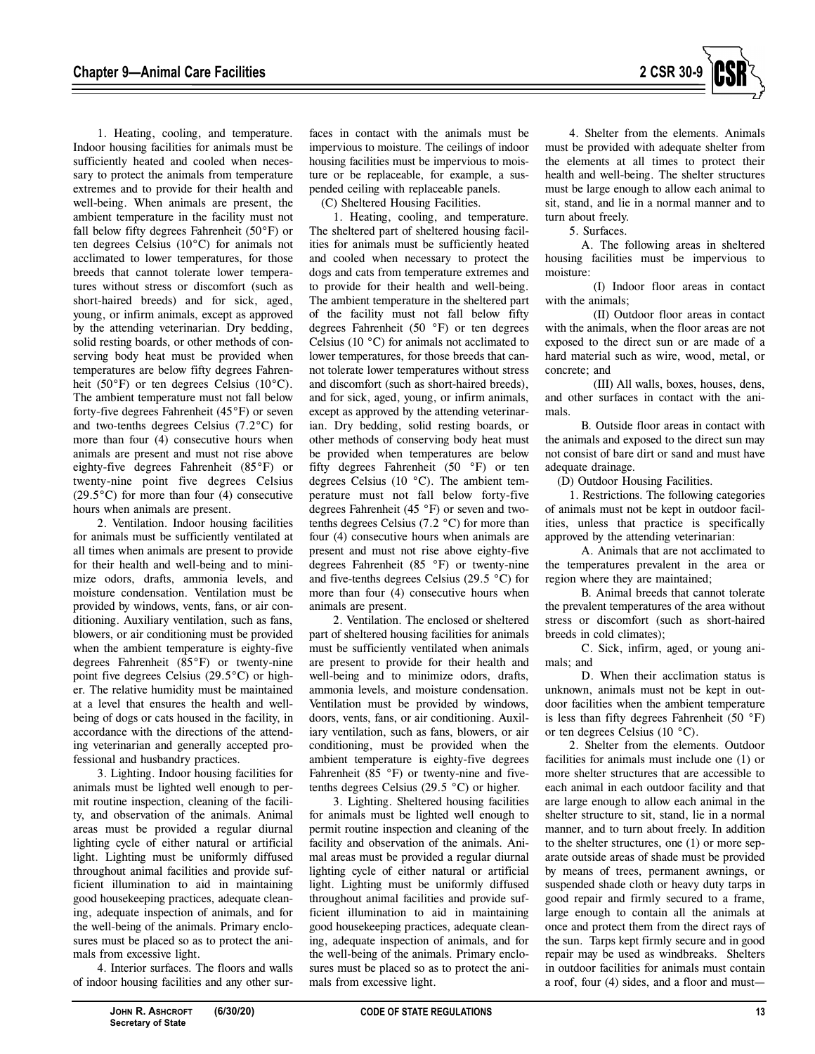1. Heating, cooling, and temperature. Indoor housing facilities for animals must be sufficiently heated and cooled when necessary to protect the animals from temperature extremes and to provide for their health and well-being. When animals are present, the ambient temperature in the facility must not fall below fifty degrees Fahrenheit (50°F) or ten degrees Celsius (10°C) for animals not acclimated to lower temperatures, for those breeds that cannot tolerate lower temperatures without stress or discomfort (such as short-haired breeds) and for sick, aged, young, or infirm animals, except as approved by the attending veterinarian. Dry bedding, solid resting boards, or other methods of conserving body heat must be provided when temperatures are below fifty degrees Fahrenheit (50°F) or ten degrees Celsius (10°C). The ambient temperature must not fall below forty-five degrees Fahrenheit (45°F) or seven and two-tenths degrees Celsius (7.2°C) for more than four (4) consecutive hours when animals are present and must not rise above eighty-five degrees Fahrenheit (85°F) or twenty-nine point five degrees Celsius (29.5°C) for more than four (4) consecutive hours when animals are present.

2. Ventilation. Indoor housing facilities for animals must be sufficiently ventilated at all times when animals are present to provide for their health and well-being and to minimize odors, drafts, ammonia levels, and moisture condensation. Ventilation must be provided by windows, vents, fans, or air conditioning. Auxiliary ventilation, such as fans, blowers, or air conditioning must be provided when the ambient temperature is eighty-five degrees Fahrenheit (85°F) or twenty-nine point five degrees Celsius (29.5°C) or higher. The relative humidity must be maintained at a level that ensures the health and well-being of dogs or cats housed in the facility, in accordance with the directions of the attending veterinarian and generally accepted professional and husbandry practices.

3. Lighting. Indoor housing facilities for animals must be lighted well enough to permit routine inspection, cleaning of the facility, and observation of the animals. Animal areas must be provided a regular diurnal lighting cycle of either natural or artificial light. Lighting must be uniformly diffused throughout animal facilities and provide sufficient illumination to aid in maintaining good housekeeping practices, adequate cleaning, adequate inspection of animals, and for the well-being of the animals. Primary enclosures must be placed so as to protect the animals from excessive light.

4. Interior surfaces. The floors and walls of indoor housing facilities and any other surfaces in contact with the animals must be impervious to moisture. The ceilings of indoor housing facilities must be impervious to moisture or be replaceable, for example, a suspended ceiling with replaceable panels.

(C) Sheltered Housing Facilities.

1. Heating, cooling, and temperature. The sheltered part of sheltered housing facilities for animals must be sufficiently heated and cooled when necessary to protect the dogs and cats from temperature extremes and to provide for their health and well-being. The ambient temperature in the sheltered part of the facility must not fall below fifty degrees Fahrenheit (50 °F) or ten degrees Celsius (10 °C) for animals not acclimated to lower temperatures, for those breeds that cannot tolerate lower temperatures without stress and discomfort (such as short-haired breeds), and for sick, aged, young, or infirm animals, except as approved by the attending veterinarian. Dry bedding, solid resting boards, or other methods of conserving body heat must be provided when temperatures are below fifty degrees Fahrenheit (50 °F) or ten degrees Celsius (10 °C). The ambient temperature must not fall below forty-five degrees Fahrenheit (45 °F) or seven and two-tenths degrees Celsius (7.2 °C) for more than four (4) consecutive hours when animals are present and must not rise above eighty-five degrees Fahrenheit (85 °F) or twenty-nine and five-tenths degrees Celsius (29.5 °C) for more than four (4) consecutive hours when animals are present.

2. Ventilation. The enclosed or sheltered part of sheltered housing facilities for animals must be sufficiently ventilated when animals are present to provide for their health and well-being and to minimize odors, drafts, ammonia levels, and moisture condensation. Ventilation must be provided by windows, doors, vents, fans, or air conditioning. Auxiliary ventilation, such as fans, blowers, or air conditioning, must be provided when the ambient temperature is eighty-five degrees Fahrenheit (85 °F) or twenty-nine and five-tenths degrees Celsius (29.5 °C) or higher.

3. Lighting. Sheltered housing facilities for animals must be lighted well enough to permit routine inspection and cleaning of the facility and observation of the animals. Animal areas must be provided a regular diurnal lighting cycle of either natural or artificial light. Lighting must be uniformly diffused throughout animal facilities and provide sufficient illumination to aid in maintaining good housekeeping practices, adequate cleaning, adequate inspection of animals, and for the well-being of the animals. Primary enclosures must be placed so as to protect the animals from excessive light.

4. Shelter from the elements. Animals must be provided with adequate shelter from the elements at all times to protect their health and well-being. The shelter structures must be large enough to allow each animal to sit, stand, and lie in a normal manner and to turn about freely.

5. Surfaces.

A. The following areas in sheltered housing facilities must be impervious to moisture:

(I) Indoor floor areas in contact with the animals;

(II) Outdoor floor areas in contact with the animals, when the floor areas are not exposed to the direct sun or are made of a hard material such as wire, wood, metal, or concrete; and

(III) All walls, boxes, houses, dens, and other surfaces in contact with the animals.

B. Outside floor areas in contact with the animals and exposed to the direct sun may not consist of bare dirt or sand and must have adequate drainage.

(D) Outdoor Housing Facilities.

1. Restrictions. The following categories of animals must not be kept in outdoor facilities, unless that practice is specifically approved by the attending veterinarian:

A. Animals that are not acclimated to the temperatures prevalent in the area or region where they are maintained;

B. Animal breeds that cannot tolerate the prevalent temperatures of the area without stress or discomfort (such as short-haired breeds in cold climates);

C. Sick, infirm, aged, or young animals; and

D. When their acclimation status is unknown, animals must not be kept in outdoor facilities when the ambient temperature is less than fifty degrees Fahrenheit (50 °F) or ten degrees Celsius (10 °C).

2. Shelter from the elements. Outdoor facilities for animals must include one (1) or more shelter structures that are accessible to each animal in each outdoor facility and that are large enough to allow each animal in the shelter structure to sit, stand, lie in a normal manner, and to turn about freely. In addition to the shelter structures, one (1) or more separate outside areas of shade must be provided by means of trees, permanent awnings, or suspended shade cloth or heavy duty tarps in good repair and firmly secured to a frame, large enough to contain all the animals at once and protect them from the direct rays of the sun. Tarps kept firmly secure and in good repair may be used as windbreaks. Shelters in outdoor facilities for animals must contain a roof, four (4) sides, and a floor and must—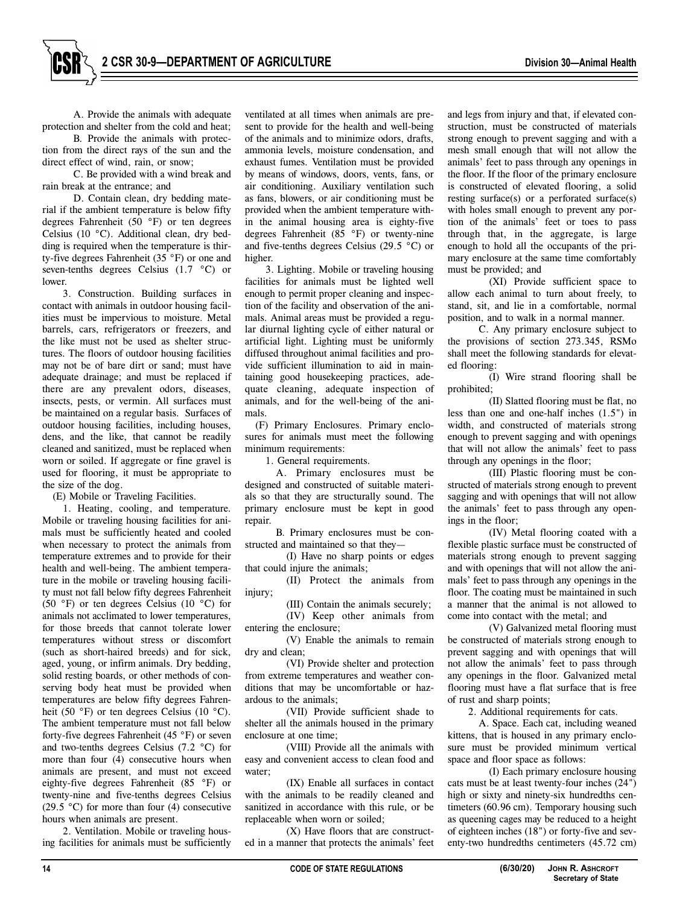A. Provide the animals with adequate protection and shelter from the cold and heat;

B. Provide the animals with protection from the direct rays of the sun and the direct effect of wind, rain, or snow;

C. Be provided with a wind break and rain break at the entrance; and

D. Contain clean, dry bedding material if the ambient temperature is below fifty degrees Fahrenheit (50 °F) or ten degrees Celsius (10 °C). Additional clean, dry bedding is required when the temperature is thirty-five degrees Fahrenheit (35 °F) or one and seven-tenths degrees Celsius (1.7 °C) or lower.

3. Construction. Building surfaces in contact with animals in outdoor housing facilities must be impervious to moisture. Metal barrels, cars, refrigerators or freezers, and the like must not be used as shelter structures. The floors of outdoor housing facilities may not be of bare dirt or sand; must have adequate drainage; and must be replaced if there are any prevalent odors, diseases, insects, pests, or vermin. All surfaces must be maintained on a regular basis. Surfaces of outdoor housing facilities, including houses, dens, and the like, that cannot be readily cleaned and sanitized, must be replaced when worn or soiled. If aggregate or fine gravel is used for flooring, it must be appropriate to the size of the dog.

(E) Mobile or Traveling Facilities.

1. Heating, cooling, and temperature. Mobile or traveling housing facilities for animals must be sufficiently heated and cooled when necessary to protect the animals from temperature extremes and to provide for their health and well-being. The ambient temperature in the mobile or traveling housing facility must not fall below fifty degrees Fahrenheit (50 °F) or ten degrees Celsius (10 °C) for animals not acclimated to lower temperatures, for those breeds that cannot tolerate lower temperatures without stress or discomfort (such as short-haired breeds) and for sick, aged, young, or infirm animals. Dry bedding, solid resting boards, or other methods of conserving body heat must be provided when temperatures are below fifty degrees Fahrenheit (50 °F) or ten degrees Celsius (10 °C). The ambient temperature must not fall below forty-five degrees Fahrenheit (45 °F) or seven and two-tenths degrees Celsius (7.2 °C) for more than four (4) consecutive hours when animals are present, and must not exceed eighty-five degrees Fahrenheit (85 °F) or twenty-nine and five-tenths degrees Celsius (29.5 °C) for more than four (4) consecutive hours when animals are present.

2. Ventilation. Mobile or traveling housing facilities for animals must be sufficiently ventilated at all times when animals are present to provide for the health and well-being of the animals and to minimize odors, drafts, ammonia levels, moisture condensation, and exhaust fumes. Ventilation must be provided by means of windows, doors, vents, fans, or air conditioning. Auxiliary ventilation such as fans, blowers, or air conditioning must be provided when the ambient temperature within the animal housing area is eighty-five degrees Fahrenheit (85 °F) or twenty-nine and five-tenths degrees Celsius (29.5 °C) or higher.

3. Lighting. Mobile or traveling housing facilities for animals must be lighted well enough to permit proper cleaning and inspection of the facility and observation of the animals. Animal areas must be provided a regular diurnal lighting cycle of either natural or artificial light. Lighting must be uniformly diffused throughout animal facilities and provide sufficient illumination to aid in maintaining good housekeeping practices, adequate cleaning, adequate inspection of animals, and for the well-being of the animals.

(F) Primary Enclosures. Primary enclosures for animals must meet the following minimum requirements:

1. General requirements.

A. Primary enclosures must be designed and constructed of suitable materials so that they are structurally sound. The primary enclosure must be kept in good repair.

B. Primary enclosures must be constructed and maintained so that they—

(I) Have no sharp points or edges that could injure the animals;

(II) Protect the animals from injury;

(III) Contain the animals securely;

(IV) Keep other animals from entering the enclosure;

(V) Enable the animals to remain dry and clean;

(VI) Provide shelter and protection from extreme temperatures and weather conditions that may be uncomfortable or hazardous to the animals;

(VII) Provide sufficient shade to shelter all the animals housed in the primary enclosure at one time;

(VIII) Provide all the animals with easy and convenient access to clean food and water;

(IX) Enable all surfaces in contact with the animals to be readily cleaned and sanitized in accordance with this rule, or be replaceable when worn or soiled;

(X) Have floors that are constructed in a manner that protects the animals' feet and legs from injury and that, if elevated construction, must be constructed of materials strong enough to prevent sagging and with a mesh small enough that will not allow the animals' feet to pass through any openings in the floor. If the floor of the primary enclosure is constructed of elevated flooring, a solid resting surface(s) or a perforated surface(s) with holes small enough to prevent any portion of the animals' feet or toes to pass through that, in the aggregate, is large enough to hold all the occupants of the primary enclosure at the same time comfortably must be provided; and

(XI) Provide sufficient space to allow each animal to turn about freely, to stand, sit, and lie in a comfortable, normal position, and to walk in a normal manner.

C. Any primary enclosure subject to the provisions of section 273.345, RSMo shall meet the following standards for elevated flooring:

(I) Wire strand flooring shall be prohibited;

(II) Slatted flooring must be flat, no less than one and one-half inches (1.5") in width, and constructed of materials strong enough to prevent sagging and with openings that will not allow the animals' feet to pass through any openings in the floor;

(III) Plastic flooring must be constructed of materials strong enough to prevent sagging and with openings that will not allow the animals' feet to pass through any openings in the floor;

(IV) Metal flooring coated with a flexible plastic surface must be constructed of materials strong enough to prevent sagging and with openings that will not allow the animals' feet to pass through any openings in the floor. The coating must be maintained in such a manner that the animal is not allowed to come into contact with the metal; and

(V) Galvanized metal flooring must be constructed of materials strong enough to prevent sagging and with openings that will not allow the animals' feet to pass through any openings in the floor. Galvanized metal flooring must have a flat surface that is free of rust and sharp points;

2. Additional requirements for cats.

A. Space. Each cat, including weaned kittens, that is housed in any primary enclosure must be provided minimum vertical space and floor space as follows:

(I) Each primary enclosure housing cats must be at least twenty-four inches (24") high or sixty and ninety-six hundredths centimeters (60.96 cm). Temporary housing such as queening cages may be reduced to a height of eighteen inches (18") or forty-five and seventy-two hundredths centimeters (45.72 cm)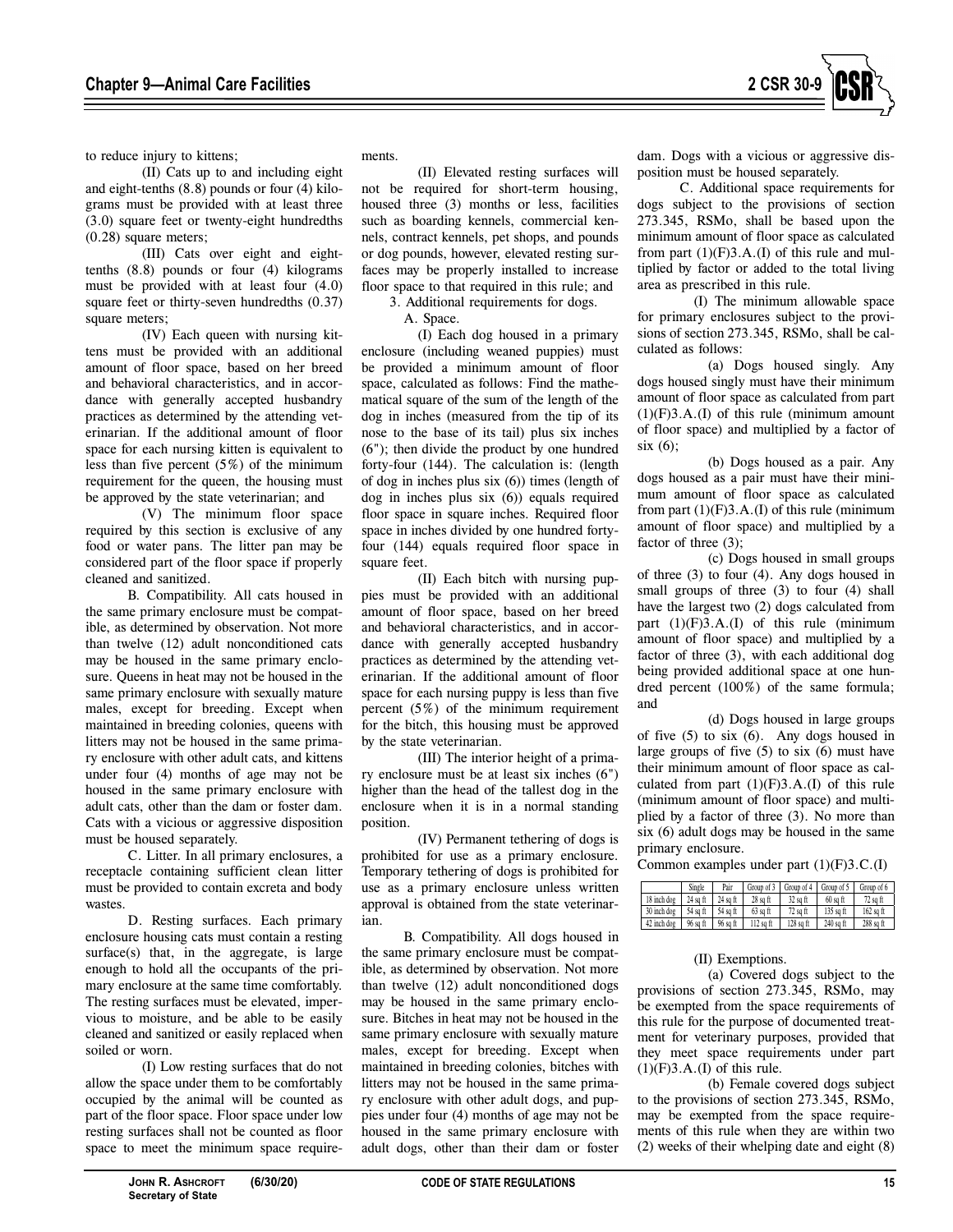to reduce injury to kittens;

(II) Cats up to and including eight and eight-tenths (8.8) pounds or four (4) kilograms must be provided with at least three (3.0) square feet or twenty-eight hundredths (0.28) square meters;

(III) Cats over eight and eight-tenths (8.8) pounds or four (4) kilograms must be provided with at least four (4.0) square feet or thirty-seven hundredths (0.37) square meters;

(IV) Each queen with nursing kittens must be provided with an additional amount of floor space, based on her breed and behavioral characteristics, and in accordance with generally accepted husbandry practices as determined by the attending veterinarian. If the additional amount of floor space for each nursing kitten is equivalent to less than five percent (5%) of the minimum requirement for the queen, the housing must be approved by the state veterinarian; and

(V) The minimum floor space required by this section is exclusive of any food or water pans. The litter pan may be considered part of the floor space if properly cleaned and sanitized.

B. Compatibility. All cats housed in the same primary enclosure must be compatible, as determined by observation. Not more than twelve (12) adult nonconditioned cats may be housed in the same primary enclosure. Queens in heat may not be housed in the same primary enclosure with sexually mature males, except for breeding. Except when maintained in breeding colonies, queens with litters may not be housed in the same primary enclosure with other adult cats, and kittens under four (4) months of age may not be housed in the same primary enclosure with adult cats, other than the dam or foster dam. Cats with a vicious or aggressive disposition must be housed separately.

C. Litter. In all primary enclosures, a receptacle containing sufficient clean litter must be provided to contain excreta and body wastes.

D. Resting surfaces. Each primary enclosure housing cats must contain a resting surface(s) that, in the aggregate, is large enough to hold all the occupants of the primary enclosure at the same time comfortably. The resting surfaces must be elevated, impervious to moisture, and be able to be easily cleaned and sanitized or easily replaced when soiled or worn.

(I) Low resting surfaces that do not allow the space under them to be comfortably occupied by the animal will be counted as part of the floor space. Floor space under low resting surfaces shall not be counted as floor space to meet the minimum space requirements.

(II) Elevated resting surfaces will not be required for short-term housing, housed three (3) months or less, facilities such as boarding kennels, commercial kennels, contract kennels, pet shops, and pounds or dog pounds, however, elevated resting surfaces may be properly installed to increase floor space to that required in this rule; and

3. Additional requirements for dogs.

A. Space.

(I) Each dog housed in a primary enclosure (including weaned puppies) must be provided a minimum amount of floor space, calculated as follows: Find the mathematical square of the sum of the length of the dog in inches (measured from the tip of its nose to the base of its tail) plus six inches (6"); then divide the product by one hundred forty-four (144). The calculation is: (length of dog in inches plus six (6)) times (length of dog in inches plus six (6)) equals required floor space in square inches. Required floor space in inches divided by one hundred forty-four (144) equals required floor space in square feet.

(II) Each bitch with nursing puppies must be provided with an additional amount of floor space, based on her breed and behavioral characteristics, and in accordance with generally accepted husbandry practices as determined by the attending veterinarian. If the additional amount of floor space for each nursing puppy is less than five percent (5%) of the minimum requirement for the bitch, this housing must be approved by the state veterinarian.

(III) The interior height of a primary enclosure must be at least six inches (6") higher than the head of the tallest dog in the enclosure when it is in a normal standing position.

(IV) Permanent tethering of dogs is prohibited for use as a primary enclosure. Temporary tethering of dogs is prohibited for use as a primary enclosure unless written approval is obtained from the state veterinarian.

B. Compatibility. All dogs housed in the same primary enclosure must be compatible, as determined by observation. Not more than twelve (12) adult nonconditioned dogs may be housed in the same primary enclosure. Bitches in heat may not be housed in the same primary enclosure with sexually mature males, except for breeding. Except when maintained in breeding colonies, bitches with litters may not be housed in the same primary enclosure with other adult dogs, and puppies under four (4) months of age may not be housed in the same primary enclosure with adult dogs, other than their dam or foster dam. Dogs with a vicious or aggressive disposition must be housed separately.

C. Additional space requirements for dogs subject to the provisions of section 273.345, RSMo, shall be based upon the minimum amount of floor space as calculated from part (1)(F)3.A.(I) of this rule and multiplied by factor or added to the total living area as prescribed in this rule.

(I) The minimum allowable space for primary enclosures subject to the provisions of section 273.345, RSMo, shall be calculated as follows:

(a) Dogs housed singly. Any dogs housed singly must have their minimum amount of floor space as calculated from part (1)(F)3.A.(I) of this rule (minimum amount of floor space) and multiplied by a factor of six (6);

(b) Dogs housed as a pair. Any dogs housed as a pair must have their minimum amount of floor space as calculated from part (1)(F)3.A.(I) of this rule (minimum amount of floor space) and multiplied by a factor of three (3);

(c) Dogs housed in small groups of three (3) to four (4). Any dogs housed in small groups of three (3) to four (4) shall have the largest two (2) dogs calculated from part (1)(F)3.A.(I) of this rule (minimum amount of floor space) and multiplied by a factor of three (3), with each additional dog being provided additional space at one hundred percent (100%) of the same formula; and

(d) Dogs housed in large groups of five (5) to six (6). Any dogs housed in large groups of five (5) to six (6) must have their minimum amount of floor space as calculated from part (1)(F)3.A.(I) of this rule (minimum amount of floor space) and multiplied by a factor of three (3). No more than six (6) adult dogs may be housed in the same primary enclosure.

Common examples under part (1)(F)3.C.(I)

| | Single | Pair | Group of 3 | Group of 4 | Group of 5 | Group of 6 |
|---|---|---|---|---|---|---|
| 18 inch dog | 24 sq ft | 24 sq ft | 28 sq ft | 32 sq ft | 60 sq ft | 72 sq ft |
| 30 inch dog | 54 sq ft | 54 sq ft | 63 sq ft | 72 sq ft | 135 sq ft | 162 sq ft |
| 42 inch dog | 96 sq ft | 96 sq ft | 112 sq ft | 128 sq ft | 240 sq ft | 288 sq ft |

(II) Exemptions.

(a) Covered dogs subject to the provisions of section 273.345, RSMo, may be exempted from the space requirements of this rule for the purpose of documented treatment for veterinary purposes, provided that they meet space requirements under part (1)(F)3.A.(I) of this rule.

(b) Female covered dogs subject to the provisions of section 273.345, RSMo, may be exempted from the space requirements of this rule when they are within two (2) weeks of their whelping date and eight (8)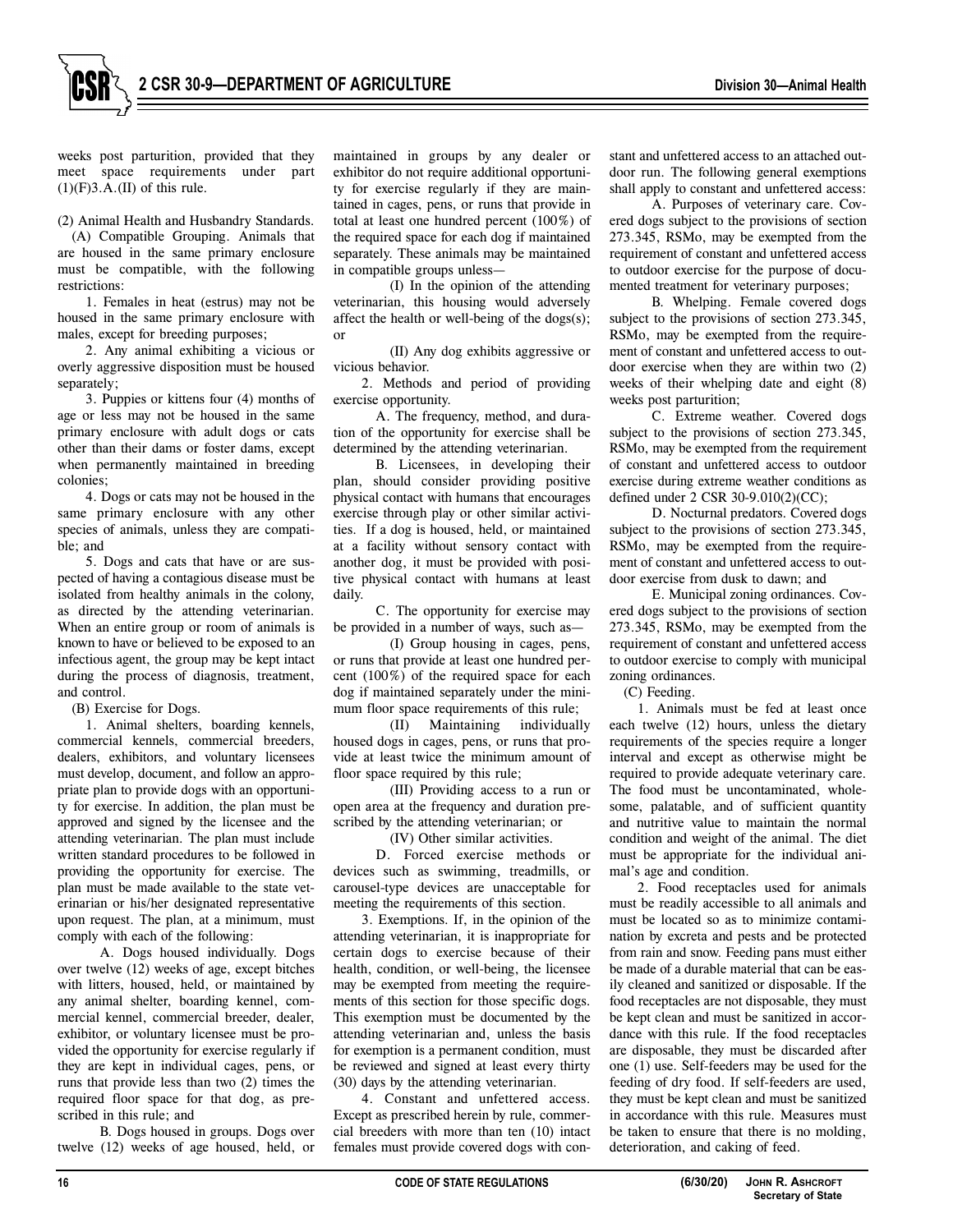weeks post parturition, provided that they meet space requirements under part (1)(F)3.A.(II) of this rule.

(2) Animal Health and Husbandry Standards.

(A) Compatible Grouping. Animals that are housed in the same primary enclosure must be compatible, with the following restrictions:

1. Females in heat (estrus) may not be housed in the same primary enclosure with males, except for breeding purposes;

2. Any animal exhibiting a vicious or overly aggressive disposition must be housed separately;

3. Puppies or kittens four (4) months of age or less may not be housed in the same primary enclosure with adult dogs or cats other than their dams or foster dams, except when permanently maintained in breeding colonies;

4. Dogs or cats may not be housed in the same primary enclosure with any other species of animals, unless they are compatible; and

5. Dogs and cats that have or are suspected of having a contagious disease must be isolated from healthy animals in the colony, as directed by the attending veterinarian. When an entire group or room of animals is known to have or believed to be exposed to an infectious agent, the group may be kept intact during the process of diagnosis, treatment, and control.

(B) Exercise for Dogs.

1. Animal shelters, boarding kennels, commercial kennels, commercial breeders, dealers, exhibitors, and voluntary licensees must develop, document, and follow an appropriate plan to provide dogs with an opportunity for exercise. In addition, the plan must be approved and signed by the licensee and the attending veterinarian. The plan must include written standard procedures to be followed in providing the opportunity for exercise. The plan must be made available to the state veterinarian or his/her designated representative upon request. The plan, at a minimum, must comply with each of the following:

A. Dogs housed individually. Dogs over twelve (12) weeks of age, except bitches with litters, housed, held, or maintained by any animal shelter, boarding kennel, commercial kennel, commercial breeder, dealer, exhibitor, or voluntary licensee must be provided the opportunity for exercise regularly if they are kept in individual cages, pens, or runs that provide less than two (2) times the required floor space for that dog, as prescribed in this rule; and

B. Dogs housed in groups. Dogs over twelve (12) weeks of age housed, held, or maintained in groups by any dealer or exhibitor do not require additional opportunity for exercise regularly if they are maintained in cages, pens, or runs that provide in total at least one hundred percent (100%) of the required space for each dog if maintained separately. These animals may be maintained in compatible groups unless—

(I) In the opinion of the attending veterinarian, this housing would adversely affect the health or well-being of the dogs(s); or

(II) Any dog exhibits aggressive or vicious behavior.

2. Methods and period of providing exercise opportunity.

A. The frequency, method, and duration of the opportunity for exercise shall be determined by the attending veterinarian.

B. Licensees, in developing their plan, should consider providing positive physical contact with humans that encourages exercise through play or other similar activities. If a dog is housed, held, or maintained at a facility without sensory contact with another dog, it must be provided with positive physical contact with humans at least daily.

C. The opportunity for exercise may be provided in a number of ways, such as—

(I) Group housing in cages, pens, or runs that provide at least one hundred percent (100%) of the required space for each dog if maintained separately under the minimum floor space requirements of this rule;

(II) Maintaining individually housed dogs in cages, pens, or runs that provide at least twice the minimum amount of floor space required by this rule;

(III) Providing access to a run or open area at the frequency and duration prescribed by the attending veterinarian; or

(IV) Other similar activities.

D. Forced exercise methods or devices such as swimming, treadmills, or carousel-type devices are unacceptable for meeting the requirements of this section.

3. Exemptions. If, in the opinion of the attending veterinarian, it is inappropriate for certain dogs to exercise because of their health, condition, or well-being, the licensee may be exempted from meeting the requirements of this section for those specific dogs. This exemption must be documented by the attending veterinarian and, unless the basis for exemption is a permanent condition, must be reviewed and signed at least every thirty (30) days by the attending veterinarian.

4. Constant and unfettered access. Except as prescribed herein by rule, commercial breeders with more than ten (10) intact females must provide covered dogs with constant and unfettered access to an attached outdoor run. The following general exemptions shall apply to constant and unfettered access:

A. Purposes of veterinary care. Covered dogs subject to the provisions of section 273.345, RSMo, may be exempted from the requirement of constant and unfettered access to outdoor exercise for the purpose of documented treatment for veterinary purposes;

B. Whelping. Female covered dogs subject to the provisions of section 273.345, RSMo, may be exempted from the requirement of constant and unfettered access to outdoor exercise when they are within two (2) weeks of their whelping date and eight (8) weeks post parturition;

C. Extreme weather. Covered dogs subject to the provisions of section 273.345, RSMo, may be exempted from the requirement of constant and unfettered access to outdoor exercise during extreme weather conditions as defined under 2 CSR 30-9.010(2)(CC);

D. Nocturnal predators. Covered dogs subject to the provisions of section 273.345, RSMo, may be exempted from the requirement of constant and unfettered access to outdoor exercise from dusk to dawn; and

E. Municipal zoning ordinances. Covered dogs subject to the provisions of section 273.345, RSMo, may be exempted from the requirement of constant and unfettered access to outdoor exercise to comply with municipal zoning ordinances.

(C) Feeding.

1. Animals must be fed at least once each twelve (12) hours, unless the dietary requirements of the species require a longer interval and except as otherwise might be required to provide adequate veterinary care. The food must be uncontaminated, wholesome, palatable, and of sufficient quantity and nutritive value to maintain the normal condition and weight of the animal. The diet must be appropriate for the individual animal's age and condition.

2. Food receptacles used for animals must be readily accessible to all animals and must be located so as to minimize contamination by excreta and pests and be protected from rain and snow. Feeding pans must either be made of a durable material that can be easily cleaned and sanitized or disposable. If the food receptacles are not disposable, they must be kept clean and must be sanitized in accordance with this rule. If the food receptacles are disposable, they must be discarded after one (1) use. Self-feeders may be used for the feeding of dry food. If self-feeders are used, they must be kept clean and must be sanitized in accordance with this rule. Measures must be taken to ensure that there is no molding, deterioration, and caking of feed.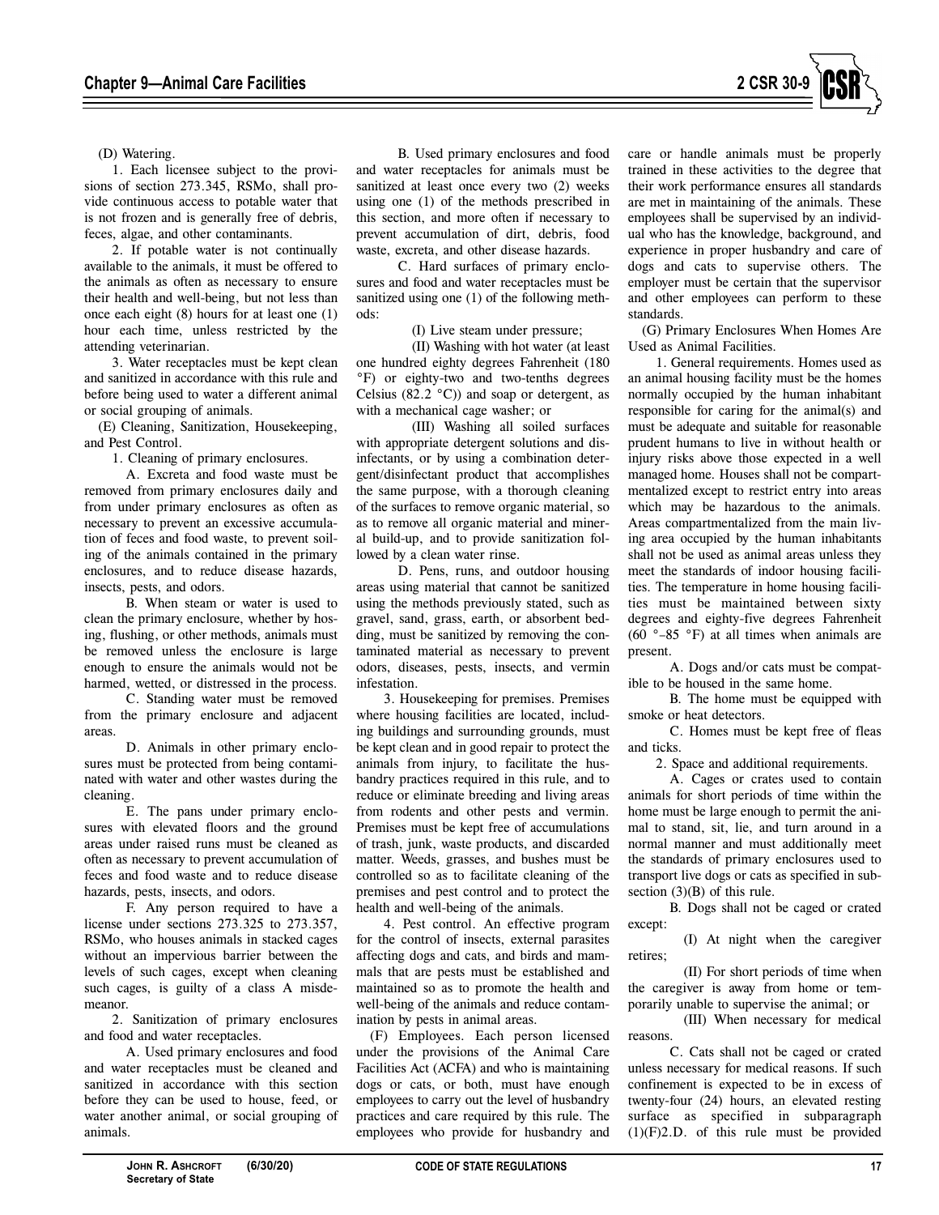(D) Watering.

1. Each licensee subject to the provisions of section 273.345, RSMo, shall provide continuous access to potable water that is not frozen and is generally free of debris, feces, algae, and other contaminants.

2. If potable water is not continually available to the animals, it must be offered to the animals as often as necessary to ensure their health and well-being, but not less than once each eight (8) hours for at least one (1) hour each time, unless restricted by the attending veterinarian.

3. Water receptacles must be kept clean and sanitized in accordance with this rule and before being used to water a different animal or social grouping of animals.

(E) Cleaning, Sanitization, Housekeeping, and Pest Control.

1. Cleaning of primary enclosures.

A. Excreta and food waste must be removed from primary enclosures daily and from under primary enclosures as often as necessary to prevent an excessive accumulation of feces and food waste, to prevent soiling of the animals contained in the primary enclosures, and to reduce disease hazards, insects, pests, and odors.

B. When steam or water is used to clean the primary enclosure, whether by hosing, flushing, or other methods, animals must be removed unless the enclosure is large enough to ensure the animals would not be harmed, wetted, or distressed in the process.

C. Standing water must be removed from the primary enclosure and adjacent areas.

D. Animals in other primary enclosures must be protected from being contaminated with water and other wastes during the cleaning.

E. The pans under primary enclosures with elevated floors and the ground areas under raised runs must be cleaned as often as necessary to prevent accumulation of feces and food waste and to reduce disease hazards, pests, insects, and odors.

F. Any person required to have a license under sections 273.325 to 273.357, RSMo, who houses animals in stacked cages without an impervious barrier between the levels of such cages, except when cleaning such cages, is guilty of a class A misdemeanor.

2. Sanitization of primary enclosures and food and water receptacles.

A. Used primary enclosures and food and water receptacles must be cleaned and sanitized in accordance with this section before they can be used to house, feed, or water another animal, or social grouping of animals.

B. Used primary enclosures and food and water receptacles for animals must be sanitized at least once every two (2) weeks using one (1) of the methods prescribed in this section, and more often if necessary to prevent accumulation of dirt, debris, food waste, excreta, and other disease hazards.

C. Hard surfaces of primary enclosures and food and water receptacles must be sanitized using one (1) of the following methods:

(I) Live steam under pressure;

(II) Washing with hot water (at least one hundred eighty degrees Fahrenheit (180 °F) or eighty-two and two-tenths degrees Celsius (82.2 °C)) and soap or detergent, as with a mechanical cage washer; or

(III) Washing all soiled surfaces with appropriate detergent solutions and disinfectants, or by using a combination detergent/disinfectant product that accomplishes the same purpose, with a thorough cleaning of the surfaces to remove organic material, so as to remove all organic material and mineral build-up, and to provide sanitization followed by a clean water rinse.

D. Pens, runs, and outdoor housing areas using material that cannot be sanitized using the methods previously stated, such as gravel, sand, grass, earth, or absorbent bedding, must be sanitized by removing the contaminated material as necessary to prevent odors, diseases, pests, insects, and vermin infestation.

3. Housekeeping for premises. Premises where housing facilities are located, including buildings and surrounding grounds, must be kept clean and in good repair to protect the animals from injury, to facilitate the husbandry practices required in this rule, and to reduce or eliminate breeding and living areas from rodents and other pests and vermin. Premises must be kept free of accumulations of trash, junk, waste products, and discarded matter. Weeds, grasses, and bushes must be controlled so as to facilitate cleaning of the premises and pest control and to protect the health and well-being of the animals.

4. Pest control. An effective program for the control of insects, external parasites affecting dogs and cats, and birds and mammals that are pests must be established and maintained so as to promote the health and well-being of the animals and reduce contamination by pests in animal areas.

(F) Employees. Each person licensed under the provisions of the Animal Care Facilities Act (ACFA) and who is maintaining dogs or cats, or both, must have enough employees to carry out the level of husbandry practices and care required by this rule. The employees who provide for husbandry and care or handle animals must be properly trained in these activities to the degree that their work performance ensures all standards are met in maintaining of the animals. These employees shall be supervised by an individual who has the knowledge, background, and experience in proper husbandry and care of dogs and cats to supervise others. The employer must be certain that the supervisor and other employees can perform to these standards.

(G) Primary Enclosures When Homes Are Used as Animal Facilities.

1. General requirements. Homes used as an animal housing facility must be the homes normally occupied by the human inhabitant responsible for caring for the animal(s) and must be adequate and suitable for reasonable prudent humans to live in without health or injury risks above those expected in a well managed home. Houses shall not be compartmentalized except to restrict entry into areas which may be hazardous to the animals. Areas compartmentalized from the main living area occupied by the human inhabitants shall not be used as animal areas unless they meet the standards of indoor housing facilities. The temperature in home housing facilities must be maintained between sixty degrees and eighty-five degrees Fahrenheit (60 °–85 °F) at all times when animals are present.

A. Dogs and/or cats must be compatible to be housed in the same home.

B. The home must be equipped with smoke or heat detectors.

C. Homes must be kept free of fleas and ticks.

2. Space and additional requirements.

A. Cages or crates used to contain animals for short periods of time within the home must be large enough to permit the animal to stand, sit, lie, and turn around in a normal manner and must additionally meet the standards of primary enclosures used to transport live dogs or cats as specified in subsection (3)(B) of this rule.

B. Dogs shall not be caged or crated except:

(I) At night when the caregiver retires;

(II) For short periods of time when the caregiver is away from home or temporarily unable to supervise the animal; or

(III) When necessary for medical reasons.

C. Cats shall not be caged or crated unless necessary for medical reasons. If such confinement is expected to be in excess of twenty-four (24) hours, an elevated resting surface as specified in subparagraph (1)(F)2.D. of this rule must be provided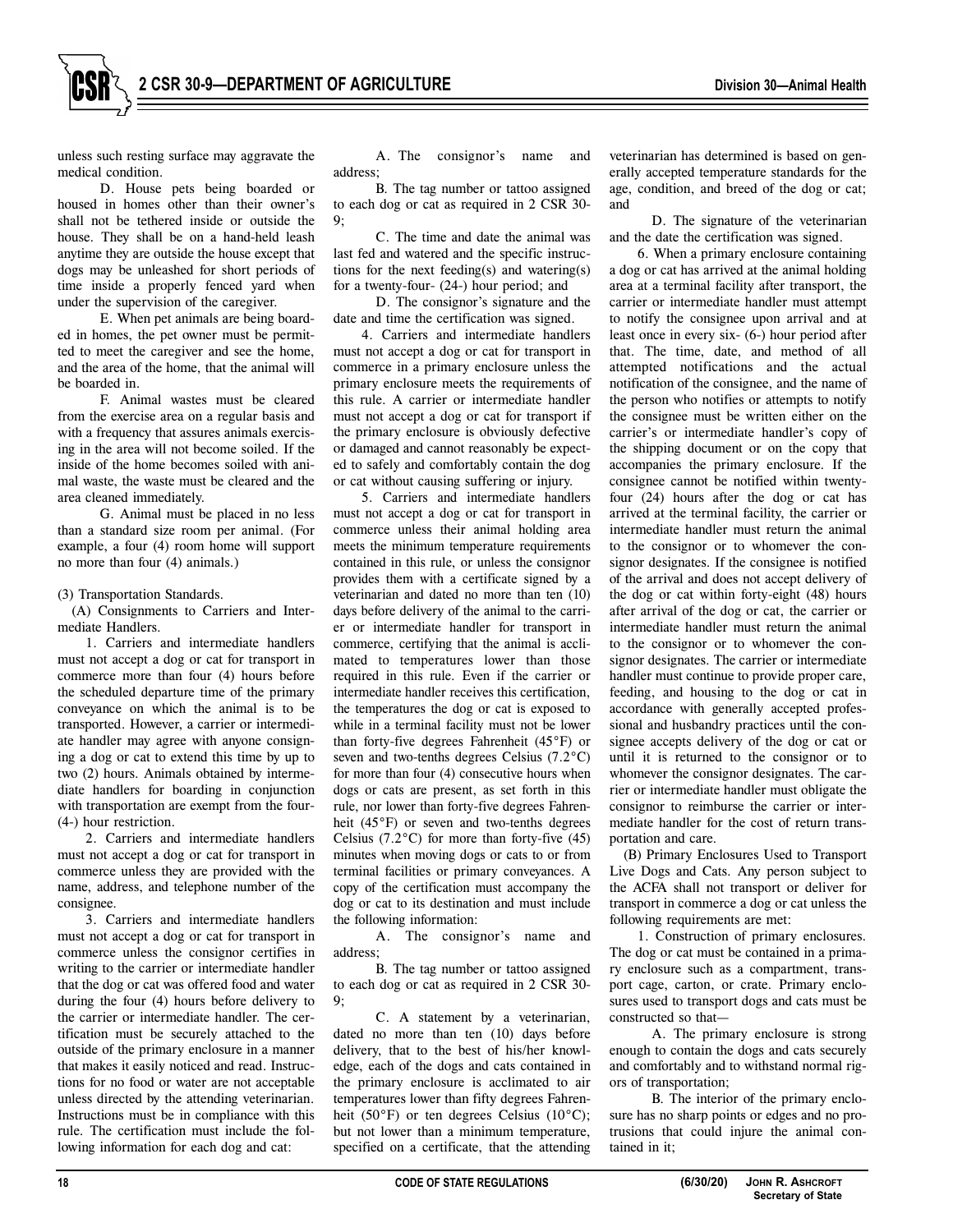unless such resting surface may aggravate the medical condition.

D. House pets being boarded or housed in homes other than their owner's shall not be tethered inside or outside the house. They shall be on a hand-held leash anytime they are outside the house except that dogs may be unleashed for short periods of time inside a properly fenced yard when under the supervision of the caregiver.

E. When pet animals are being boarded in homes, the pet owner must be permitted to meet the caregiver and see the home, and the area of the home, that the animal will be boarded in.

F. Animal wastes must be cleared from the exercise area on a regular basis and with a frequency that assures animals exercising in the area will not become soiled. If the inside of the home becomes soiled with animal waste, the waste must be cleared and the area cleaned immediately.

G. Animal must be placed in no less than a standard size room per animal. (For example, a four (4) room home will support no more than four (4) animals.)

(3) Transportation Standards.

(A) Consignments to Carriers and Intermediate Handlers.

1. Carriers and intermediate handlers must not accept a dog or cat for transport in commerce more than four (4) hours before the scheduled departure time of the primary conveyance on which the animal is to be transported. However, a carrier or intermediate handler may agree with anyone consigning a dog or cat to extend this time by up to two (2) hours. Animals obtained by intermediate handlers for boarding in conjunction with transportation are exempt from the four- (4-) hour restriction.

2. Carriers and intermediate handlers must not accept a dog or cat for transport in commerce unless they are provided with the name, address, and telephone number of the consignee.

3. Carriers and intermediate handlers must not accept a dog or cat for transport in commerce unless the consignor certifies in writing to the carrier or intermediate handler that the dog or cat was offered food and water during the four (4) hours before delivery to the carrier or intermediate handler. The certification must be securely attached to the outside of the primary enclosure in a manner that makes it easily noticed and read. Instructions for no food or water are not acceptable unless directed by the attending veterinarian. Instructions must be in compliance with this rule. The certification must include the following information for each dog and cat:

A. The consignor's name and address;

B. The tag number or tattoo assigned to each dog or cat as required in 2 CSR 30-9;

C. The time and date the animal was last fed and watered and the specific instructions for the next feeding(s) and watering(s) for a twenty-four- (24-) hour period; and

D. The consignor's signature and the date and time the certification was signed.

4. Carriers and intermediate handlers must not accept a dog or cat for transport in commerce in a primary enclosure unless the primary enclosure meets the requirements of this rule. A carrier or intermediate handler must not accept a dog or cat for transport if the primary enclosure is obviously defective or damaged and cannot reasonably be expected to safely and comfortably contain the dog or cat without causing suffering or injury.

5. Carriers and intermediate handlers must not accept a dog or cat for transport in commerce unless their animal holding area meets the minimum temperature requirements contained in this rule, or unless the consignor provides them with a certificate signed by a veterinarian and dated no more than ten (10) days before delivery of the animal to the carrier or intermediate handler for transport in commerce, certifying that the animal is acclimated to temperatures lower than those required in this rule. Even if the carrier or intermediate handler receives this certification, the temperatures the dog or cat is exposed to while in a terminal facility must not be lower than forty-five degrees Fahrenheit (45°F) or seven and two-tenths degrees Celsius (7.2°C) for more than four (4) consecutive hours when dogs or cats are present, as set forth in this rule, nor lower than forty-five degrees Fahrenheit (45°F) or seven and two-tenths degrees Celsius (7.2°C) for more than forty-five (45) minutes when moving dogs or cats to or from terminal facilities or primary conveyances. A copy of the certification must accompany the dog or cat to its destination and must include the following information:

A. The consignor's name and address;

B. The tag number or tattoo assigned to each dog or cat as required in 2 CSR 30-9;

C. A statement by a veterinarian, dated no more than ten (10) days before delivery, that to the best of his/her knowledge, each of the dogs and cats contained in the primary enclosure is acclimated to air temperatures lower than fifty degrees Fahrenheit (50°F) or ten degrees Celsius (10°C); but not lower than a minimum temperature, specified on a certificate, that the attending veterinarian has determined is based on generally accepted temperature standards for the age, condition, and breed of the dog or cat; and

D. The signature of the veterinarian and the date the certification was signed.

6. When a primary enclosure containing a dog or cat has arrived at the animal holding area at a terminal facility after transport, the carrier or intermediate handler must attempt to notify the consignee upon arrival and at least once in every six- (6-) hour period after that. The time, date, and method of all attempted notifications and the actual notification of the consignee, and the name of the person who notifies or attempts to notify the consignee must be written either on the carrier's or intermediate handler's copy of the shipping document or on the copy that accompanies the primary enclosure. If the consignee cannot be notified within twenty-four (24) hours after the dog or cat has arrived at the terminal facility, the carrier or intermediate handler must return the animal to the consignor or to whomever the consignor designates. If the consignee is notified of the arrival and does not accept delivery of the dog or cat within forty-eight (48) hours after arrival of the dog or cat, the carrier or intermediate handler must return the animal to the consignor or to whomever the consignor designates. The carrier or intermediate handler must continue to provide proper care, feeding, and housing to the dog or cat in accordance with generally accepted professional and husbandry practices until the consignee accepts delivery of the dog or cat or until it is returned to the consignor or to whomever the consignor designates. The carrier or intermediate handler must obligate the consignor to reimburse the carrier or intermediate handler for the cost of return transportation and care.

(B) Primary Enclosures Used to Transport Live Dogs and Cats. Any person subject to the ACFA shall not transport or deliver for transport in commerce a dog or cat unless the following requirements are met:

1. Construction of primary enclosures. The dog or cat must be contained in a primary enclosure such as a compartment, transport cage, carton, or crate. Primary enclosures used to transport dogs and cats must be constructed so that—

A. The primary enclosure is strong enough to contain the dogs and cats securely and comfortably and to withstand normal rigors of transportation;

B. The interior of the primary enclosure has no sharp points or edges and no protrusions that could injure the animal contained in it;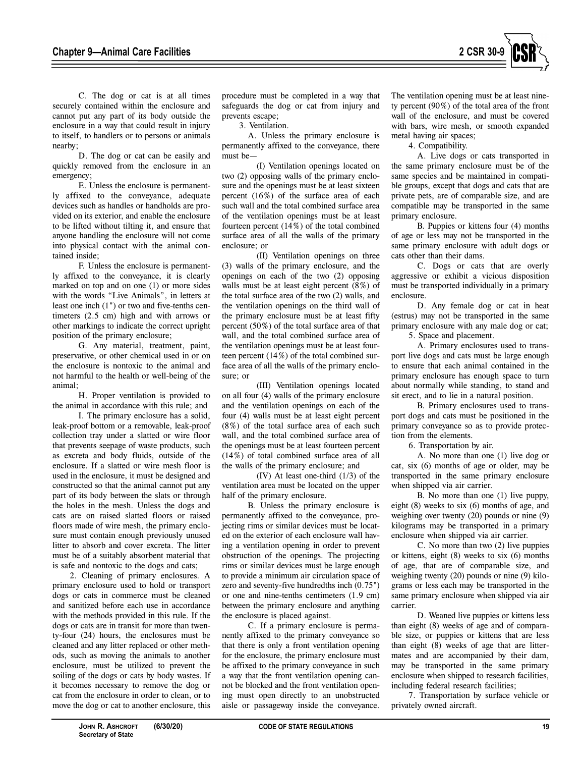C. The dog or cat is at all times securely contained within the enclosure and cannot put any part of its body outside the enclosure in a way that could result in injury to itself, to handlers or to persons or animals nearby;

D. The dog or cat can be easily and quickly removed from the enclosure in an emergency;

E. Unless the enclosure is permanently affixed to the conveyance, adequate devices such as handles or handholds are provided on its exterior, and enable the enclosure to be lifted without tilting it, and ensure that anyone handling the enclosure will not come into physical contact with the animal contained inside;

F. Unless the enclosure is permanently affixed to the conveyance, it is clearly marked on top and on one (1) or more sides with the words "Live Animals", in letters at least one inch (1") or two and five-tenths centimeters (2.5 cm) high and with arrows or other markings to indicate the correct upright position of the primary enclosure;

G. Any material, treatment, paint, preservative, or other chemical used in or on the enclosure is nontoxic to the animal and not harmful to the health or well-being of the animal;

H. Proper ventilation is provided to the animal in accordance with this rule; and

I. The primary enclosure has a solid, leak-proof bottom or a removable, leak-proof collection tray under a slatted or wire floor that prevents seepage of waste products, such as excreta and body fluids, outside of the enclosure. If a slatted or wire mesh floor is used in the enclosure, it must be designed and constructed so that the animal cannot put any part of its body between the slats or through the holes in the mesh. Unless the dogs and cats are on raised slatted floors or raised floors made of wire mesh, the primary enclosure must contain enough previously unused litter to absorb and cover excreta. The litter must be of a suitably absorbent material that is safe and nontoxic to the dogs and cats;

2. Cleaning of primary enclosures. A primary enclosure used to hold or transport dogs or cats in commerce must be cleaned and sanitized before each use in accordance with the methods provided in this rule. If the dogs or cats are in transit for more than twenty-four (24) hours, the enclosures must be cleaned and any litter replaced or other methods, such as moving the animals to another enclosure, must be utilized to prevent the soiling of the dogs or cats by body wastes. If it becomes necessary to remove the dog or cat from the enclosure in order to clean, or to move the dog or cat to another enclosure, this procedure must be completed in a way that safeguards the dog or cat from injury and prevents escape;

3. Ventilation.

A. Unless the primary enclosure is permanently affixed to the conveyance, there must be—

(I) Ventilation openings located on two (2) opposing walls of the primary enclosure and the openings must be at least sixteen percent (16%) of the surface area of each such wall and the total combined surface area of the ventilation openings must be at least fourteen percent (14%) of the total combined surface area of all the walls of the primary enclosure; or

(II) Ventilation openings on three (3) walls of the primary enclosure, and the openings on each of the two (2) opposing walls must be at least eight percent (8%) of the total surface area of the two (2) walls, and the ventilation openings on the third wall of the primary enclosure must be at least fifty percent (50%) of the total surface area of that wall, and the total combined surface area of the ventilation openings must be at least fourteen percent (14%) of the total combined surface area of all the walls of the primary enclosure; or

(III) Ventilation openings located on all four (4) walls of the primary enclosure and the ventilation openings on each of the four (4) walls must be at least eight percent (8%) of the total surface area of each such wall, and the total combined surface area of the openings must be at least fourteen percent (14%) of total combined surface area of all the walls of the primary enclosure; and

(IV) At least one-third (1/3) of the ventilation area must be located on the upper half of the primary enclosure.

B. Unless the primary enclosure is permanently affixed to the conveyance, projecting rims or similar devices must be located on the exterior of each enclosure wall having a ventilation opening in order to prevent obstruction of the openings. The projecting rims or similar devices must be large enough to provide a minimum air circulation space of zero and seventy-five hundredths inch (0.75") or one and nine-tenths centimeters (1.9 cm) between the primary enclosure and anything the enclosure is placed against.

C. If a primary enclosure is permanently affixed to the primary conveyance so that there is only a front ventilation opening for the enclosure, the primary enclosure must be affixed to the primary conveyance in such a way that the front ventilation opening cannot be blocked and the front ventilation opening must open directly to an unobstructed aisle or passageway inside the conveyance. The ventilation opening must be at least ninety percent (90%) of the total area of the front wall of the enclosure, and must be covered with bars, wire mesh, or smooth expanded metal having air spaces;

4. Compatibility.

A. Live dogs or cats transported in the same primary enclosure must be of the same species and be maintained in compatible groups, except that dogs and cats that are private pets, are of comparable size, and are compatible may be transported in the same primary enclosure.

B. Puppies or kittens four (4) months of age or less may not be transported in the same primary enclosure with adult dogs or cats other than their dams.

C. Dogs or cats that are overly aggressive or exhibit a vicious disposition must be transported individually in a primary enclosure.

D. Any female dog or cat in heat (estrus) may not be transported in the same primary enclosure with any male dog or cat;

5. Space and placement.

A. Primary enclosures used to transport live dogs and cats must be large enough to ensure that each animal contained in the primary enclosure has enough space to turn about normally while standing, to stand and sit erect, and to lie in a natural position.

B. Primary enclosures used to transport dogs and cats must be positioned in the primary conveyance so as to provide protection from the elements.

6. Transportation by air.

A. No more than one (1) live dog or cat, six (6) months of age or older, may be transported in the same primary enclosure when shipped via air carrier.

B. No more than one (1) live puppy, eight (8) weeks to six (6) months of age, and weighing over twenty (20) pounds or nine (9) kilograms may be transported in a primary enclosure when shipped via air carrier.

C. No more than two (2) live puppies or kittens, eight (8) weeks to six (6) months of age, that are of comparable size, and weighing twenty (20) pounds or nine (9) kilograms or less each may be transported in the same primary enclosure when shipped via air carrier.

D. Weaned live puppies or kittens less than eight (8) weeks of age and of comparable size, or puppies or kittens that are less than eight (8) weeks of age that are littermates and are accompanied by their dam, may be transported in the same primary enclosure when shipped to research facilities, including federal research facilities;

7. Transportation by surface vehicle or privately owned aircraft.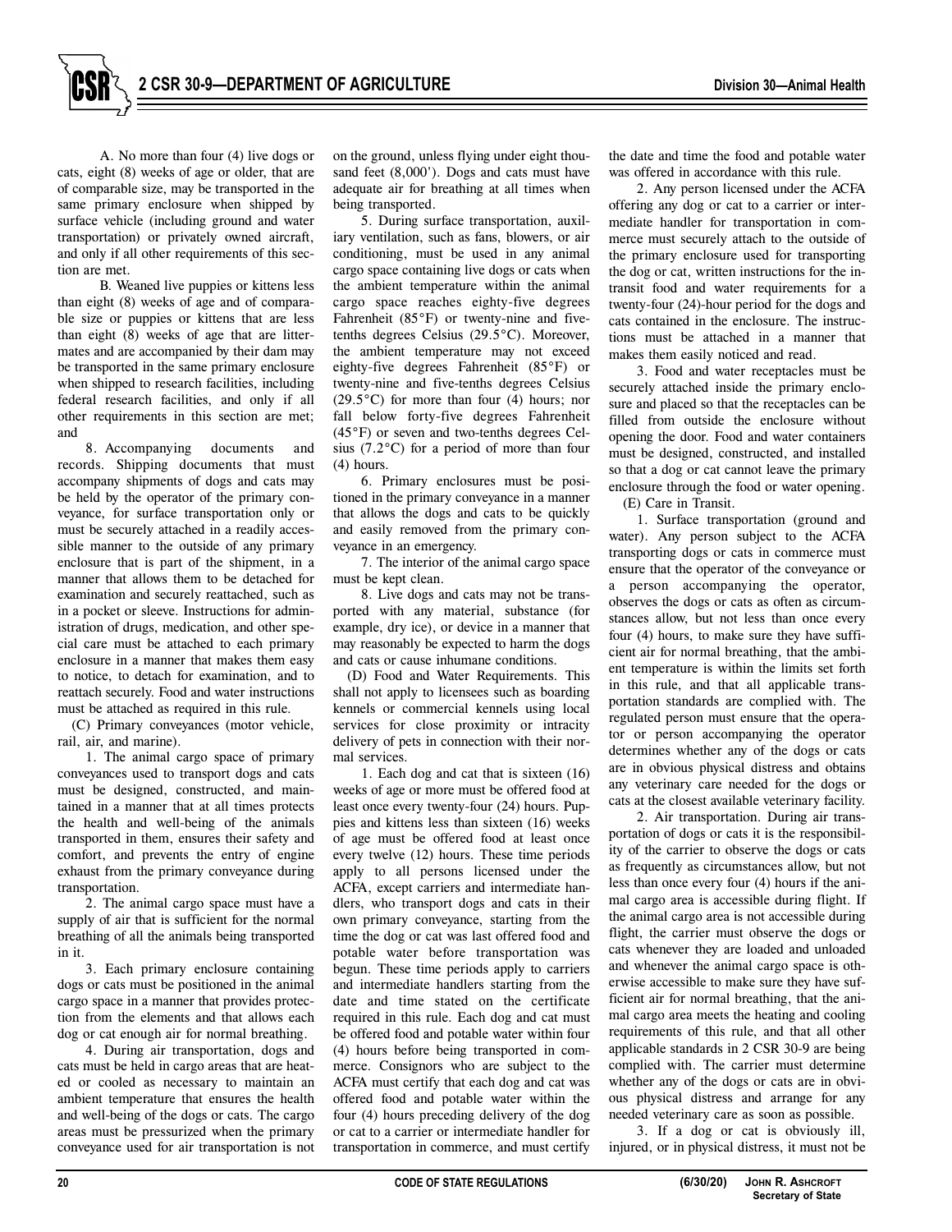A. No more than four (4) live dogs or cats, eight (8) weeks of age or older, that are of comparable size, may be transported in the same primary enclosure when shipped by surface vehicle (including ground and water transportation) or privately owned aircraft, and only if all other requirements of this section are met.

B. Weaned live puppies or kittens less than eight (8) weeks of age and of comparable size or puppies or kittens that are less than eight (8) weeks of age that are littermates and are accompanied by their dam may be transported in the same primary enclosure when shipped to research facilities, including federal research facilities, and only if all other requirements in this section are met; and

8. Accompanying documents and records. Shipping documents that must accompany shipments of dogs and cats may be held by the operator of the primary conveyance, for surface transportation only or must be securely attached in a readily accessible manner to the outside of any primary enclosure that is part of the shipment, in a manner that allows them to be detached for examination and securely reattached, such as in a pocket or sleeve. Instructions for administration of drugs, medication, and other special care must be attached to each primary enclosure in a manner that makes them easy to notice, to detach for examination, and to reattach securely. Food and water instructions must be attached as required in this rule.

(C) Primary conveyances (motor vehicle, rail, air, and marine).

1. The animal cargo space of primary conveyances used to transport dogs and cats must be designed, constructed, and maintained in a manner that at all times protects the health and well-being of the animals transported in them, ensures their safety and comfort, and prevents the entry of engine exhaust from the primary conveyance during transportation.

2. The animal cargo space must have a supply of air that is sufficient for the normal breathing of all the animals being transported in it.

3. Each primary enclosure containing dogs or cats must be positioned in the animal cargo space in a manner that provides protection from the elements and that allows each dog or cat enough air for normal breathing.

4. During air transportation, dogs and cats must be held in cargo areas that are heated or cooled as necessary to maintain an ambient temperature that ensures the health and well-being of the dogs or cats. The cargo areas must be pressurized when the primary conveyance used for air transportation is not on the ground, unless flying under eight thousand feet (8,000'). Dogs and cats must have adequate air for breathing at all times when being transported.

5. During surface transportation, auxiliary ventilation, such as fans, blowers, or air conditioning, must be used in any animal cargo space containing live dogs or cats when the ambient temperature within the animal cargo space reaches eighty-five degrees Fahrenheit (85°F) or twenty-nine and five-tenths degrees Celsius (29.5°C). Moreover, the ambient temperature may not exceed eighty-five degrees Fahrenheit (85°F) or twenty-nine and five-tenths degrees Celsius (29.5°C) for more than four (4) hours; nor fall below forty-five degrees Fahrenheit (45°F) or seven and two-tenths degrees Celsius (7.2°C) for a period of more than four (4) hours.

6. Primary enclosures must be positioned in the primary conveyance in a manner that allows the dogs and cats to be quickly and easily removed from the primary conveyance in an emergency.

7. The interior of the animal cargo space must be kept clean.

8. Live dogs and cats may not be transported with any material, substance (for example, dry ice), or device in a manner that may reasonably be expected to harm the dogs and cats or cause inhumane conditions.

(D) Food and Water Requirements. This shall not apply to licensees such as boarding kennels or commercial kennels using local services for close proximity or intracity delivery of pets in connection with their normal services.

1. Each dog and cat that is sixteen (16) weeks of age or more must be offered food at least once every twenty-four (24) hours. Puppies and kittens less than sixteen (16) weeks of age must be offered food at least once every twelve (12) hours. These time periods apply to all persons licensed under the ACFA, except carriers and intermediate handlers, who transport dogs and cats in their own primary conveyance, starting from the time the dog or cat was last offered food and potable water before transportation was begun. These time periods apply to carriers and intermediate handlers starting from the date and time stated on the certificate required in this rule. Each dog and cat must be offered food and potable water within four (4) hours before being transported in commerce. Consignors who are subject to the ACFA must certify that each dog and cat was offered food and potable water within the four (4) hours preceding delivery of the dog or cat to a carrier or intermediate handler for transportation in commerce, and must certify the date and time the food and potable water was offered in accordance with this rule.

2. Any person licensed under the ACFA offering any dog or cat to a carrier or intermediate handler for transportation in commerce must securely attach to the outside of the primary enclosure used for transporting the dog or cat, written instructions for the in-transit food and water requirements for a twenty-four (24)-hour period for the dogs and cats contained in the enclosure. The instructions must be attached in a manner that makes them easily noticed and read.

3. Food and water receptacles must be securely attached inside the primary enclosure and placed so that the receptacles can be filled from outside the enclosure without opening the door. Food and water containers must be designed, constructed, and installed so that a dog or cat cannot leave the primary enclosure through the food or water opening.

(E) Care in Transit.

1. Surface transportation (ground and water). Any person subject to the ACFA transporting dogs or cats in commerce must ensure that the operator of the conveyance or a person accompanying the operator, observes the dogs or cats as often as circumstances allow, but not less than once every four (4) hours, to make sure they have sufficient air for normal breathing, that the ambient temperature is within the limits set forth in this rule, and that all applicable transportation standards are complied with. The regulated person must ensure that the operator or person accompanying the operator determines whether any of the dogs or cats are in obvious physical distress and obtains any veterinary care needed for the dogs or cats at the closest available veterinary facility.

2. Air transportation. During air transportation of dogs or cats it is the responsibility of the carrier to observe the dogs or cats as frequently as circumstances allow, but not less than once every four (4) hours if the animal cargo area is accessible during flight. If the animal cargo area is not accessible during flight, the carrier must observe the dogs or cats whenever they are loaded and unloaded and whenever the animal cargo space is otherwise accessible to make sure they have sufficient air for normal breathing, that the animal cargo area meets the heating and cooling requirements of this rule, and that all other applicable standards in 2 CSR 30-9 are being complied with. The carrier must determine whether any of the dogs or cats are in obvious physical distress and arrange for any needed veterinary care as soon as possible.

3. If a dog or cat is obviously ill, injured, or in physical distress, it must not be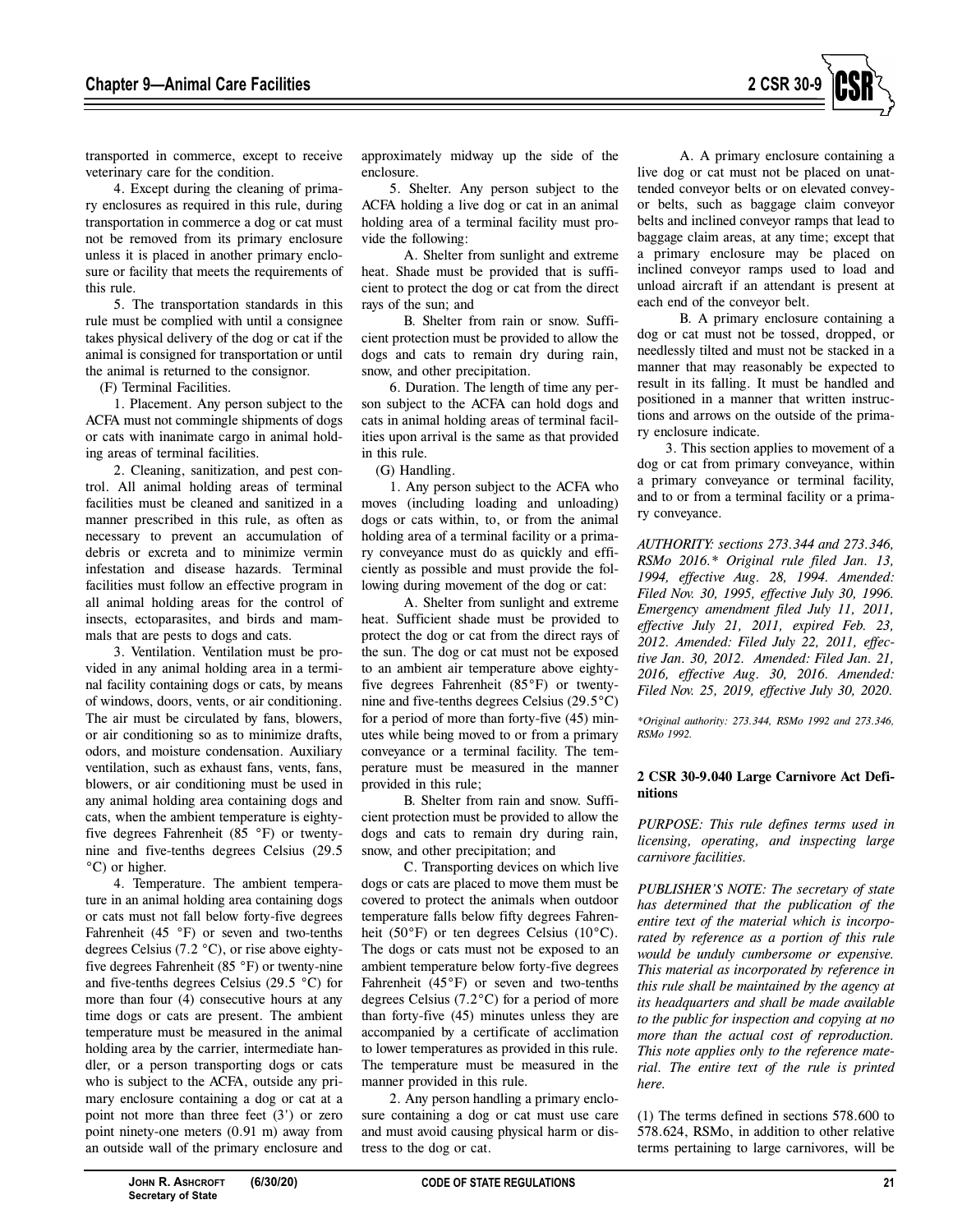transported in commerce, except to receive veterinary care for the condition.

4. Except during the cleaning of primary enclosures as required in this rule, during transportation in commerce a dog or cat must not be removed from its primary enclosure unless it is placed in another primary enclosure or facility that meets the requirements of this rule.

5. The transportation standards in this rule must be complied with until a consignee takes physical delivery of the dog or cat if the animal is consigned for transportation or until the animal is returned to the consignor.

(F) Terminal Facilities.

1. Placement. Any person subject to the ACFA must not commingle shipments of dogs or cats with inanimate cargo in animal holding areas of terminal facilities.

2. Cleaning, sanitization, and pest control. All animal holding areas of terminal facilities must be cleaned and sanitized in a manner prescribed in this rule, as often as necessary to prevent an accumulation of debris or excreta and to minimize vermin infestation and disease hazards. Terminal facilities must follow an effective program in all animal holding areas for the control of insects, ectoparasites, and birds and mammals that are pests to dogs and cats.

3. Ventilation. Ventilation must be provided in any animal holding area in a terminal facility containing dogs or cats, by means of windows, doors, vents, or air conditioning. The air must be circulated by fans, blowers, or air conditioning so as to minimize drafts, odors, and moisture condensation. Auxiliary ventilation, such as exhaust fans, vents, fans, blowers, or air conditioning must be used in any animal holding area containing dogs and cats, when the ambient temperature is eighty-five degrees Fahrenheit (85 °F) or twenty-nine and five-tenths degrees Celsius (29.5 °C) or higher.

4. Temperature. The ambient temperature in an animal holding area containing dogs or cats must not fall below forty-five degrees Fahrenheit (45 °F) or seven and two-tenths degrees Celsius (7.2 °C), or rise above eighty-five degrees Fahrenheit (85 °F) or twenty-nine and five-tenths degrees Celsius (29.5 °C) for more than four (4) consecutive hours at any time dogs or cats are present. The ambient temperature must be measured in the animal holding area by the carrier, intermediate handler, or a person transporting dogs or cats who is subject to the ACFA, outside any primary enclosure containing a dog or cat at a point not more than three feet (3') or zero point ninety-one meters (0.91 m) away from an outside wall of the primary enclosure and approximately midway up the side of the enclosure.

5. Shelter. Any person subject to the ACFA holding a live dog or cat in an animal holding area of a terminal facility must provide the following:

A. Shelter from sunlight and extreme heat. Shade must be provided that is sufficient to protect the dog or cat from the direct rays of the sun; and

B. Shelter from rain or snow. Sufficient protection must be provided to allow the dogs and cats to remain dry during rain, snow, and other precipitation.

6. Duration. The length of time any person subject to the ACFA can hold dogs and cats in animal holding areas of terminal facilities upon arrival is the same as that provided in this rule.

(G) Handling.

1. Any person subject to the ACFA who moves (including loading and unloading) dogs or cats within, to, or from the animal holding area of a terminal facility or a primary conveyance must do as quickly and efficiently as possible and must provide the following during movement of the dog or cat:

A. Shelter from sunlight and extreme heat. Sufficient shade must be provided to protect the dog or cat from the direct rays of the sun. The dog or cat must not be exposed to an ambient air temperature above eighty-five degrees Fahrenheit (85°F) or twenty-nine and five-tenths degrees Celsius (29.5°C) for a period of more than forty-five (45) minutes while being moved to or from a primary conveyance or a terminal facility. The temperature must be measured in the manner provided in this rule;

B. Shelter from rain and snow. Sufficient protection must be provided to allow the dogs and cats to remain dry during rain, snow, and other precipitation; and

C. Transporting devices on which live dogs or cats are placed to move them must be covered to protect the animals when outdoor temperature falls below fifty degrees Fahrenheit (50°F) or ten degrees Celsius (10°C). The dogs or cats must not be exposed to an ambient temperature below forty-five degrees Fahrenheit (45°F) or seven and two-tenths degrees Celsius (7.2°C) for a period of more than forty-five (45) minutes unless they are accompanied by a certificate of acclimation to lower temperatures as provided in this rule. The temperature must be measured in the manner provided in this rule.

2. Any person handling a primary enclosure containing a dog or cat must use care and must avoid causing physical harm or distress to the dog or cat.

A. A primary enclosure containing a live dog or cat must not be placed on unattended conveyor belts or on elevated conveyor belts, such as baggage claim conveyor belts and inclined conveyor ramps that lead to baggage claim areas, at any time; except that a primary enclosure may be placed on inclined conveyor ramps used to load and unload aircraft if an attendant is present at each end of the conveyor belt.

B. A primary enclosure containing a dog or cat must not be tossed, dropped, or needlessly tilted and must not be stacked in a manner that may reasonably be expected to result in its falling. It must be handled and positioned in a manner that written instructions and arrows on the outside of the primary enclosure indicate.

3. This section applies to movement of a dog or cat from primary conveyance, within a primary conveyance or terminal facility, and to or from a terminal facility or a primary conveyance.

*AUTHORITY: sections 273.344 and 273.346, RSMo 2016.\* Original rule filed Jan. 13, 1994, effective Aug. 28, 1994. Amended: Filed Nov. 30, 1995, effective July 30, 1996. Emergency amendment filed July 11, 2011, effective July 21, 2011, expired Feb. 23, 2012. Amended: Filed July 22, 2011, effective Jan. 30, 2012. Amended: Filed Jan. 21, 2016, effective Aug. 30, 2016. Amended: Filed Nov. 25, 2019, effective July 30, 2020.*

*\*Original authority: 273.344, RSMo 1992 and 273.346, RSMo 1992.*

**2 CSR 30-9.040 Large Carnivore Act Definitions**

*PURPOSE: This rule defines terms used in licensing, operating, and inspecting large carnivore facilities.*

*PUBLISHER'S NOTE: The secretary of state has determined that the publication of the entire text of the material which is incorporated by reference as a portion of this rule would be unduly cumbersome or expensive. This material as incorporated by reference in this rule shall be maintained by the agency at its headquarters and shall be made available to the public for inspection and copying at no more than the actual cost of reproduction. This note applies only to the reference material. The entire text of the rule is printed here.*

(1) The terms defined in sections 578.600 to 578.624, RSMo, in addition to other relative terms pertaining to large carnivores, will be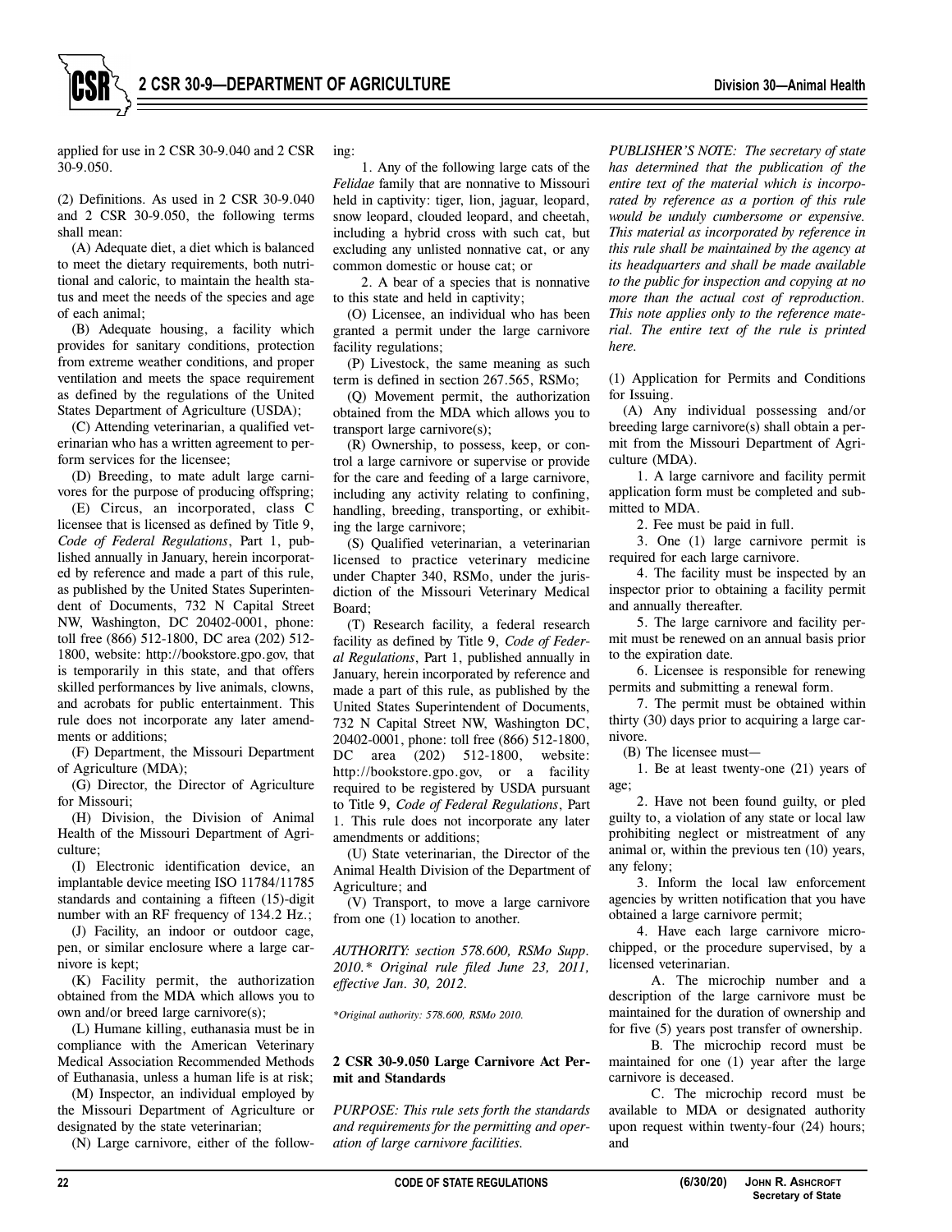applied for use in 2 CSR 30-9.040 and 2 CSR 30-9.050.

(2) Definitions. As used in 2 CSR 30-9.040 and 2 CSR 30-9.050, the following terms shall mean:

(A) Adequate diet, a diet which is balanced to meet the dietary requirements, both nutritional and caloric, to maintain the health status and meet the needs of the species and age of each animal;

(B) Adequate housing, a facility which provides for sanitary conditions, protection from extreme weather conditions, and proper ventilation and meets the space requirement as defined by the regulations of the United States Department of Agriculture (USDA);

(C) Attending veterinarian, a qualified veterinarian who has a written agreement to perform services for the licensee;

(D) Breeding, to mate adult large carnivores for the purpose of producing offspring;

(E) Circus, an incorporated, class C licensee that is licensed as defined by Title 9, *Code of Federal Regulations*, Part 1, published annually in January, herein incorporated by reference and made a part of this rule, as published by the United States Superintendent of Documents, 732 N Capital Street NW, Washington, DC 20402-0001, phone: toll free (866) 512-1800, DC area (202) 512-1800, website: http://bookstore.gpo.gov, that is temporarily in this state, and that offers skilled performances by live animals, clowns, and acrobats for public entertainment. This rule does not incorporate any later amendments or additions;

(F) Department, the Missouri Department of Agriculture (MDA);

(G) Director, the Director of Agriculture for Missouri;

(H) Division, the Division of Animal Health of the Missouri Department of Agriculture;

(I) Electronic identification device, an implantable device meeting ISO 11784/11785 standards and containing a fifteen (15)-digit number with an RF frequency of 134.2 Hz.;

(J) Facility, an indoor or outdoor cage, pen, or similar enclosure where a large carnivore is kept;

(K) Facility permit, the authorization obtained from the MDA which allows you to own and/or breed large carnivore(s);

(L) Humane killing, euthanasia must be in compliance with the American Veterinary Medical Association Recommended Methods of Euthanasia, unless a human life is at risk;

(M) Inspector, an individual employed by the Missouri Department of Agriculture or designated by the state veterinarian;

(N) Large carnivore, either of the following:

1. Any of the following large cats of the *Felidae* family that are nonnative to Missouri held in captivity: tiger, lion, jaguar, leopard, snow leopard, clouded leopard, and cheetah, including a hybrid cross with such cat, but excluding any unlisted nonnative cat, or any common domestic or house cat; or

2. A bear of a species that is nonnative to this state and held in captivity;

(O) Licensee, an individual who has been granted a permit under the large carnivore facility regulations;

(P) Livestock, the same meaning as such term is defined in section 267.565, RSMo;

(Q) Movement permit, the authorization obtained from the MDA which allows you to transport large carnivore(s);

(R) Ownership, to possess, keep, or control a large carnivore or supervise or provide for the care and feeding of a large carnivore, including any activity relating to confining, handling, breeding, transporting, or exhibiting the large carnivore;

(S) Qualified veterinarian, a veterinarian licensed to practice veterinary medicine under Chapter 340, RSMo, under the jurisdiction of the Missouri Veterinary Medical Board;

(T) Research facility, a federal research facility as defined by Title 9, *Code of Federal Regulations*, Part 1, published annually in January, herein incorporated by reference and made a part of this rule, as published by the United States Superintendent of Documents, 732 N Capital Street NW, Washington DC, 20402-0001, phone: toll free (866) 512-1800, DC area (202) 512-1800, website: http://bookstore.gpo.gov, or a facility required to be registered by USDA pursuant to Title 9, *Code of Federal Regulations*, Part 1. This rule does not incorporate any later amendments or additions;

(U) State veterinarian, the Director of the Animal Health Division of the Department of Agriculture; and

(V) Transport, to move a large carnivore from one (1) location to another.

*AUTHORITY: section 578.600, RSMo Supp. 2010.\* Original rule filed June 23, 2011, effective Jan. 30, 2012.*

*\*Original authority: 578.600, RSMo 2010.*

**2 CSR 30-9.050 Large Carnivore Act Permit and Standards**

*PURPOSE: This rule sets forth the standards and requirements for the permitting and operation of large carnivore facilities.*

*PUBLISHER'S NOTE: The secretary of state has determined that the publication of the entire text of the material which is incorporated by reference as a portion of this rule would be unduly cumbersome or expensive. This material as incorporated by reference in this rule shall be maintained by the agency at its headquarters and shall be made available to the public for inspection and copying at no more than the actual cost of reproduction. This note applies only to the reference material. The entire text of the rule is printed here.*

(1) Application for Permits and Conditions for Issuing.

(A) Any individual possessing and/or breeding large carnivore(s) shall obtain a permit from the Missouri Department of Agriculture (MDA).

1. A large carnivore and facility permit application form must be completed and submitted to MDA.

2. Fee must be paid in full.

3. One (1) large carnivore permit is required for each large carnivore.

4. The facility must be inspected by an inspector prior to obtaining a facility permit and annually thereafter.

5. The large carnivore and facility permit must be renewed on an annual basis prior to the expiration date.

6. Licensee is responsible for renewing permits and submitting a renewal form.

7. The permit must be obtained within thirty (30) days prior to acquiring a large carnivore.

(B) The licensee must—

1. Be at least twenty-one (21) years of age;

2. Have not been found guilty, or pled guilty to, a violation of any state or local law prohibiting neglect or mistreatment of any animal or, within the previous ten (10) years, any felony;

3. Inform the local law enforcement agencies by written notification that you have obtained a large carnivore permit;

4. Have each large carnivore microchipped, or the procedure supervised, by a licensed veterinarian.

A. The microchip number and a description of the large carnivore must be maintained for the duration of ownership and for five (5) years post transfer of ownership.

B. The microchip record must be maintained for one (1) year after the large carnivore is deceased.

C. The microchip record must be available to MDA or designated authority upon request within twenty-four (24) hours; and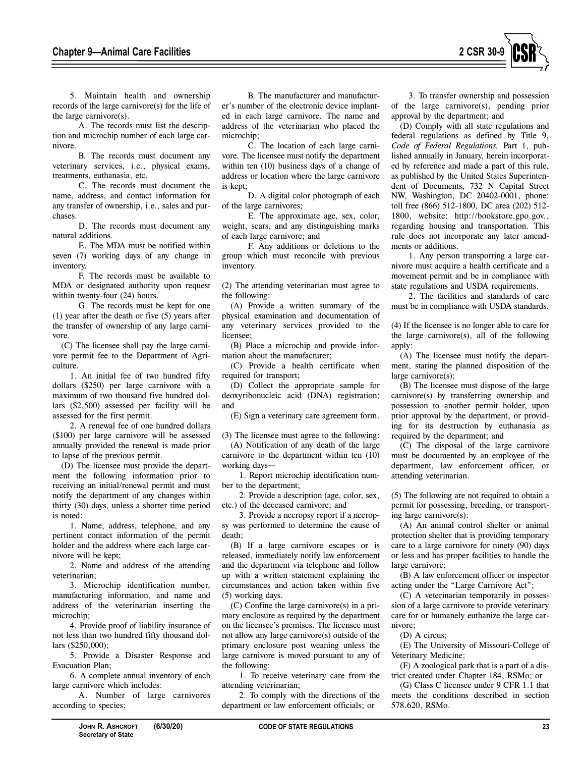5. Maintain health and ownership records of the large carnivore(s) for the life of the large carnivore(s).

A. The records must list the description and microchip number of each large carnivore.

B. The records must document any veterinary services, i.e., physical exams, treatments, euthanasia, etc.

C. The records must document the name, address, and contact information for any transfer of ownership, i.e., sales and purchases.

D. The records must document any natural additions.

E. The MDA must be notified within seven (7) working days of any change in inventory.

F. The records must be available to MDA or designated authority upon request within twenty-four (24) hours.

G. The records must be kept for one (1) year after the death or five (5) years after the transfer of ownership of any large carnivore.

(C) The licensee shall pay the large carnivore permit fee to the Department of Agriculture.

1. An initial fee of two hundred fifty dollars ($250) per large carnivore with a maximum of two thousand five hundred dollars ($2,500) assessed per facility will be assessed for the first permit.

2. A renewal fee of one hundred dollars ($100) per large carnivore will be assessed annually provided the renewal is made prior to lapse of the previous permit.

(D) The licensee must provide the department the following information prior to receiving an initial/renewal permit and must notify the department of any changes within thirty (30) days, unless a shorter time period is noted:

1. Name, address, telephone, and any pertinent contact information of the permit holder and the address where each large carnivore will be kept;

2. Name and address of the attending veterinarian;

3. Microchip identification number, manufacturing information, and name and address of the veterinarian inserting the microchip;

4. Provide proof of liability insurance of not less than two hundred fifty thousand dollars ($250,000);

5. Provide a Disaster Response and Evacuation Plan;

6. A complete annual inventory of each large carnivore which includes:

A. Number of large carnivores according to species;

B. The manufacturer and manufacturer's number of the electronic device implanted in each large carnivore. The name and address of the veterinarian who placed the microchip;

C. The location of each large carnivore. The licensee must notify the department within ten (10) business days of a change of address or location where the large carnivore is kept;

D. A digital color photograph of each of the large carnivores;

E. The approximate age, sex, color, weight, scars, and any distinguishing marks of each large carnivore; and

F. Any additions or deletions to the group which must reconcile with previous inventory.

(2) The attending veterinarian must agree to the following:

(A) Provide a written summary of the physical examination and documentation of any veterinary services provided to the licensee;

(B) Place a microchip and provide information about the manufacturer;

(C) Provide a health certificate when required for transport;

(D) Collect the appropriate sample for deoxyribonucleic acid (DNA) registration; and

(E) Sign a veterinary care agreement form.

(3) The licensee must agree to the following:

(A) Notification of any death of the large carnivore to the department within ten (10) working days—

1. Report microchip identification number to the department;

2. Provide a description (age, color, sex, etc.) of the deceased carnivore; and

3. Provide a necropsy report if a necropsy was performed to determine the cause of death;

(B) If a large carnivore escapes or is released, immediately notify law enforcement and the department via telephone and follow up with a written statement explaining the circumstances and action taken within five (5) working days.

(C) Confine the large carnivore(s) in a primary enclosure as required by the department on the licensee's premises. The licensee must not allow any large carnivore(s) outside of the primary enclosure post weaning unless the large carnivore is moved pursuant to any of the following:

1. To receive veterinary care from the attending veterinarian;

2. To comply with the directions of the department or law enforcement officials; or

3. To transfer ownership and possession of the large carnivore(s), pending prior approval by the department; and

(D) Comply with all state regulations and federal regulations as defined by Title 9, *Code of Federal Regulations,* Part 1, published annually in January, herein incorporated by reference and made a part of this rule, as published by the United States Superintendent of Documents, 732 N Capital Street NW, Washington, DC 20402-0001, phone: toll free (866) 512-1800, DC area (202) 512-1800, website: http://bookstore.gpo.gov., regarding housing and transportation. This rule does not incorporate any later amendments or additions.

1. Any person transporting a large carnivore must acquire a health certificate and a movement permit and be in compliance with state regulations and USDA requirements.

2. The facilities and standards of care must be in compliance with USDA standards.

(4) If the licensee is no longer able to care for the large carnivore(s), all of the following apply:

(A) The licensee must notify the department, stating the planned disposition of the large carnivore(s);

(B) The licensee must dispose of the large carnivore(s) by transferring ownership and possession to another permit holder, upon prior approval by the department, or providing for its destruction by euthanasia as required by the department; and

(C) The disposal of the large carnivore must be documented by an employee of the department, law enforcement officer, or attending veterinarian.

(5) The following are not required to obtain a permit for possessing, breeding, or transporting large carnivore(s):

(A) An animal control shelter or animal protection shelter that is providing temporary care to a large carnivore for ninety (90) days or less and has proper facilities to handle the large carnivore;

(B) A law enforcement officer or inspector acting under the "Large Carnivore Act";

(C) A veterinarian temporarily in possession of a large carnivore to provide veterinary care for or humanely euthanize the large carnivore;

(D) A circus;

(E) The University of Missouri-College of Veterinary Medicine;

(F) A zoological park that is a part of a district created under Chapter 184, RSMo; or

(G) Class C licensee under 9 CFR 1.1 that meets the conditions described in section 578.620, RSMo.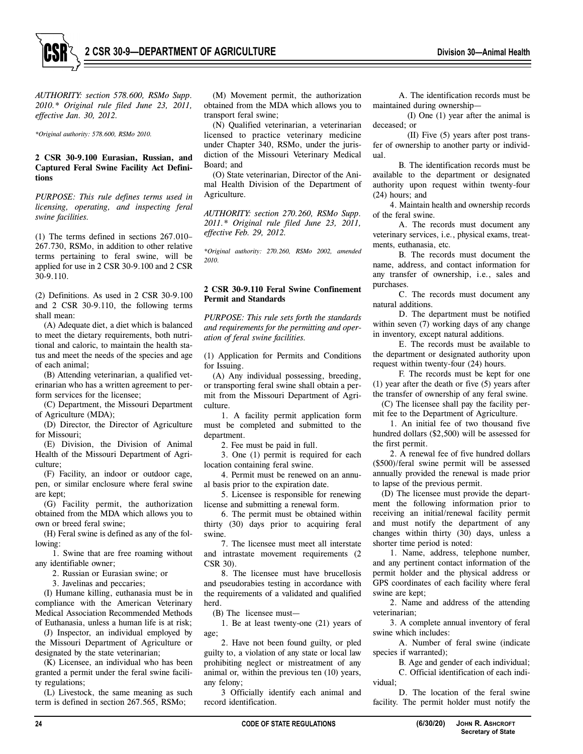*AUTHORITY: section 578.600, RSMo Supp. 2010.\* Original rule filed June 23, 2011, effective Jan. 30, 2012.*

*\*Original authority: 578.600, RSMo 2010.*

**2 CSR 30-9.100 Eurasian, Russian, and Captured Feral Swine Facility Act Definitions**

*PURPOSE: This rule defines terms used in licensing, operating, and inspecting feral swine facilities.*

(1) The terms defined in sections 267.010–267.730, RSMo, in addition to other relative terms pertaining to feral swine, will be applied for use in 2 CSR 30-9.100 and 2 CSR 30-9.110.

(2) Definitions. As used in 2 CSR 30-9.100 and 2 CSR 30-9.110, the following terms shall mean:

(A) Adequate diet, a diet which is balanced to meet the dietary requirements, both nutritional and caloric, to maintain the health status and meet the needs of the species and age of each animal;

(B) Attending veterinarian, a qualified veterinarian who has a written agreement to perform services for the licensee;

(C) Department, the Missouri Department of Agriculture (MDA);

(D) Director, the Director of Agriculture for Missouri;

(E) Division, the Division of Animal Health of the Missouri Department of Agriculture;

(F) Facility, an indoor or outdoor cage, pen, or similar enclosure where feral swine are kept;

(G) Facility permit, the authorization obtained from the MDA which allows you to own or breed feral swine;

(H) Feral swine is defined as any of the following:

1. Swine that are free roaming without any identifiable owner;

2. Russian or Eurasian swine; or

3. Javelinas and peccaries;

(I) Humane killing, euthanasia must be in compliance with the American Veterinary Medical Association Recommended Methods of Euthanasia, unless a human life is at risk;

(J) Inspector, an individual employed by the Missouri Department of Agriculture or designated by the state veterinarian;

(K) Licensee, an individual who has been granted a permit under the feral swine facility regulations;

(L) Livestock, the same meaning as such term is defined in section 267.565, RSMo;

(M) Movement permit, the authorization obtained from the MDA which allows you to transport feral swine;

(N) Qualified veterinarian, a veterinarian licensed to practice veterinary medicine under Chapter 340, RSMo, under the jurisdiction of the Missouri Veterinary Medical Board; and

(O) State veterinarian, Director of the Animal Health Division of the Department of Agriculture.

*AUTHORITY: section 270.260, RSMo Supp. 2011.\* Original rule filed June 23, 2011, effective Feb. 29, 2012.*

*\*Original authority: 270.260, RSMo 2002, amended 2010.*

**2 CSR 30-9.110 Feral Swine Confinement Permit and Standards**

*PURPOSE: This rule sets forth the standards and requirements for the permitting and operation of feral swine facilities.*

(1) Application for Permits and Conditions for Issuing.

(A) Any individual possessing, breeding, or transporting feral swine shall obtain a permit from the Missouri Department of Agriculture.

1. A facility permit application form must be completed and submitted to the department.

2. Fee must be paid in full.

3. One (1) permit is required for each location containing feral swine.

4. Permit must be renewed on an annual basis prior to the expiration date.

5. Licensee is responsible for renewing license and submitting a renewal form.

6. The permit must be obtained within thirty (30) days prior to acquiring feral swine.

7. The licensee must meet all interstate and intrastate movement requirements (2 CSR 30).

8. The licensee must have brucellosis and pseudorabies testing in accordance with the requirements of a validated and qualified herd.

(B) The licensee must—

1. Be at least twenty-one (21) years of age;

2. Have not been found guilty, or pled guilty to, a violation of any state or local law prohibiting neglect or mistreatment of any animal or, within the previous ten (10) years, any felony;

3 Officially identify each animal and record identification.

A. The identification records must be maintained during ownership—

(I) One (1) year after the animal is deceased; or

(II) Five (5) years after post transfer of ownership to another party or individual.

B. The identification records must be available to the department or designated authority upon request within twenty-four (24) hours; and

4. Maintain health and ownership records of the feral swine.

A. The records must document any veterinary services, i.e., physical exams, treatments, euthanasia, etc.

B. The records must document the name, address, and contact information for any transfer of ownership, i.e., sales and purchases.

C. The records must document any natural additions.

D. The department must be notified within seven (7) working days of any change in inventory, except natural additions.

E. The records must be available to the department or designated authority upon request within twenty-four (24) hours.

F. The records must be kept for one (1) year after the death or five (5) years after the transfer of ownership of any feral swine.

(C) The licensee shall pay the facility permit fee to the Department of Agriculture.

1. An initial fee of two thousand five hundred dollars ($2,500) will be assessed for the first permit.

2. A renewal fee of five hundred dollars ($500)/feral swine permit will be assessed annually provided the renewal is made prior to lapse of the previous permit.

(D) The licensee must provide the department the following information prior to receiving an initial/renewal facility permit and must notify the department of any changes within thirty (30) days, unless a shorter time period is noted:

1. Name, address, telephone number, and any pertinent contact information of the permit holder and the physical address or GPS coordinates of each facility where feral swine are kept;

2. Name and address of the attending veterinarian;

3. A complete annual inventory of feral swine which includes:

A. Number of feral swine (indicate species if warranted);

B. Age and gender of each individual;

C. Official identification of each individual;

D. The location of the feral swine facility. The permit holder must notify the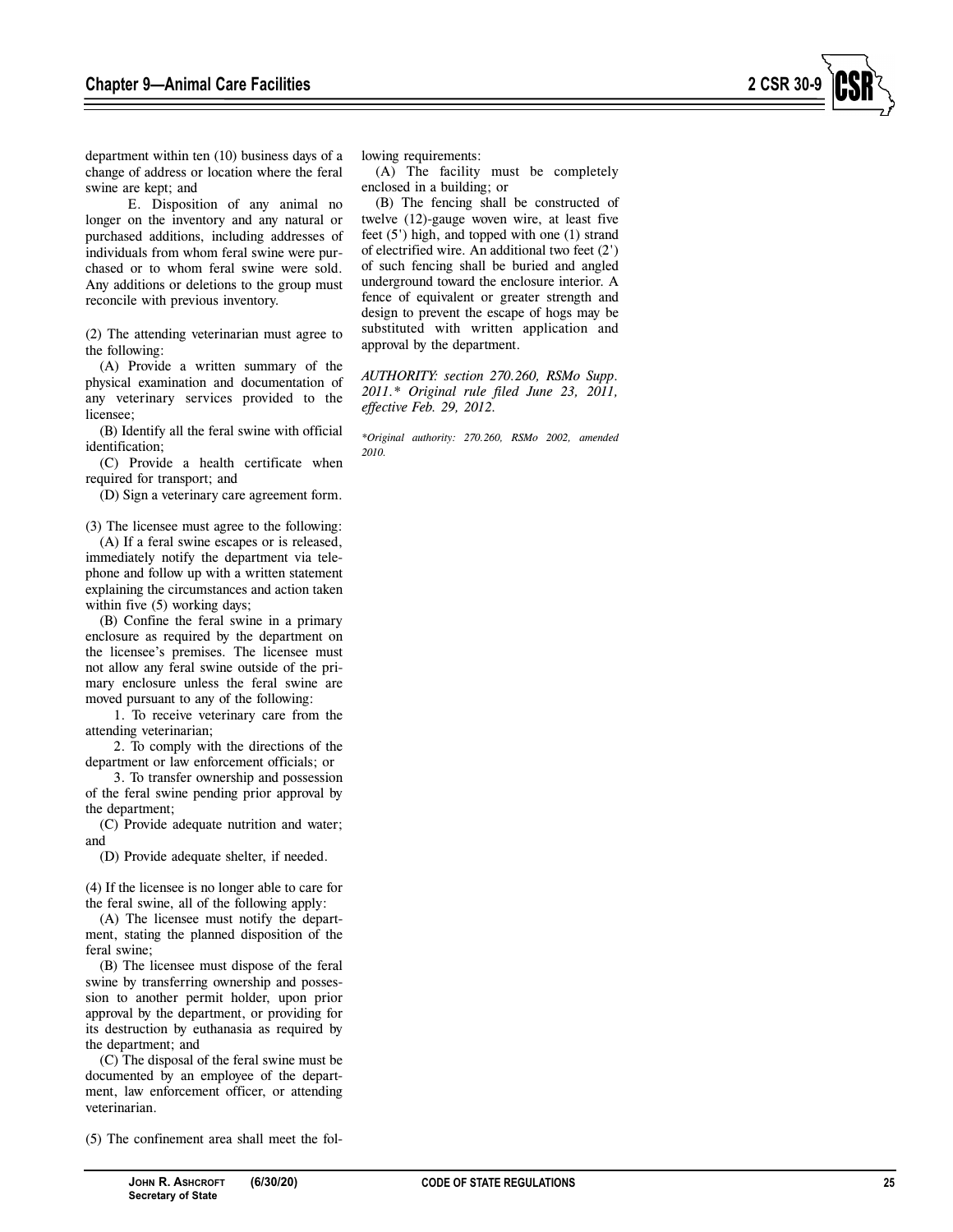department within ten (10) business days of a change of address or location where the feral swine are kept; and

E. Disposition of any animal no longer on the inventory and any natural or purchased additions, including addresses of individuals from whom feral swine were purchased or to whom feral swine were sold. Any additions or deletions to the group must reconcile with previous inventory.

(2) The attending veterinarian must agree to the following:

(A) Provide a written summary of the physical examination and documentation of any veterinary services provided to the licensee;

(B) Identify all the feral swine with official identification;

(C) Provide a health certificate when required for transport; and

(D) Sign a veterinary care agreement form.

(3) The licensee must agree to the following:

(A) If a feral swine escapes or is released, immediately notify the department via telephone and follow up with a written statement explaining the circumstances and action taken within five (5) working days;

(B) Confine the feral swine in a primary enclosure as required by the department on the licensee's premises. The licensee must not allow any feral swine outside of the primary enclosure unless the feral swine are moved pursuant to any of the following:

1. To receive veterinary care from the attending veterinarian;

2. To comply with the directions of the department or law enforcement officials; or

3. To transfer ownership and possession of the feral swine pending prior approval by the department;

(C) Provide adequate nutrition and water; and

(D) Provide adequate shelter, if needed.

(4) If the licensee is no longer able to care for the feral swine, all of the following apply:

(A) The licensee must notify the department, stating the planned disposition of the feral swine;

(B) The licensee must dispose of the feral swine by transferring ownership and possession to another permit holder, upon prior approval by the department, or providing for its destruction by euthanasia as required by the department; and

(C) The disposal of the feral swine must be documented by an employee of the department, law enforcement officer, or attending veterinarian.

(5) The confinement area shall meet the following requirements:

(A) The facility must be completely enclosed in a building; or

(B) The fencing shall be constructed of twelve (12)-gauge woven wire, at least five feet (5') high, and topped with one (1) strand of electrified wire. An additional two feet (2') of such fencing shall be buried and angled underground toward the enclosure interior. A fence of equivalent or greater strength and design to prevent the escape of hogs may be substituted with written application and approval by the department.

*AUTHORITY: section 270.260, RSMo Supp. 2011.\* Original rule filed June 23, 2011, effective Feb. 29, 2012.*

*\*Original authority: 270.260, RSMo 2002, amended 2010.*